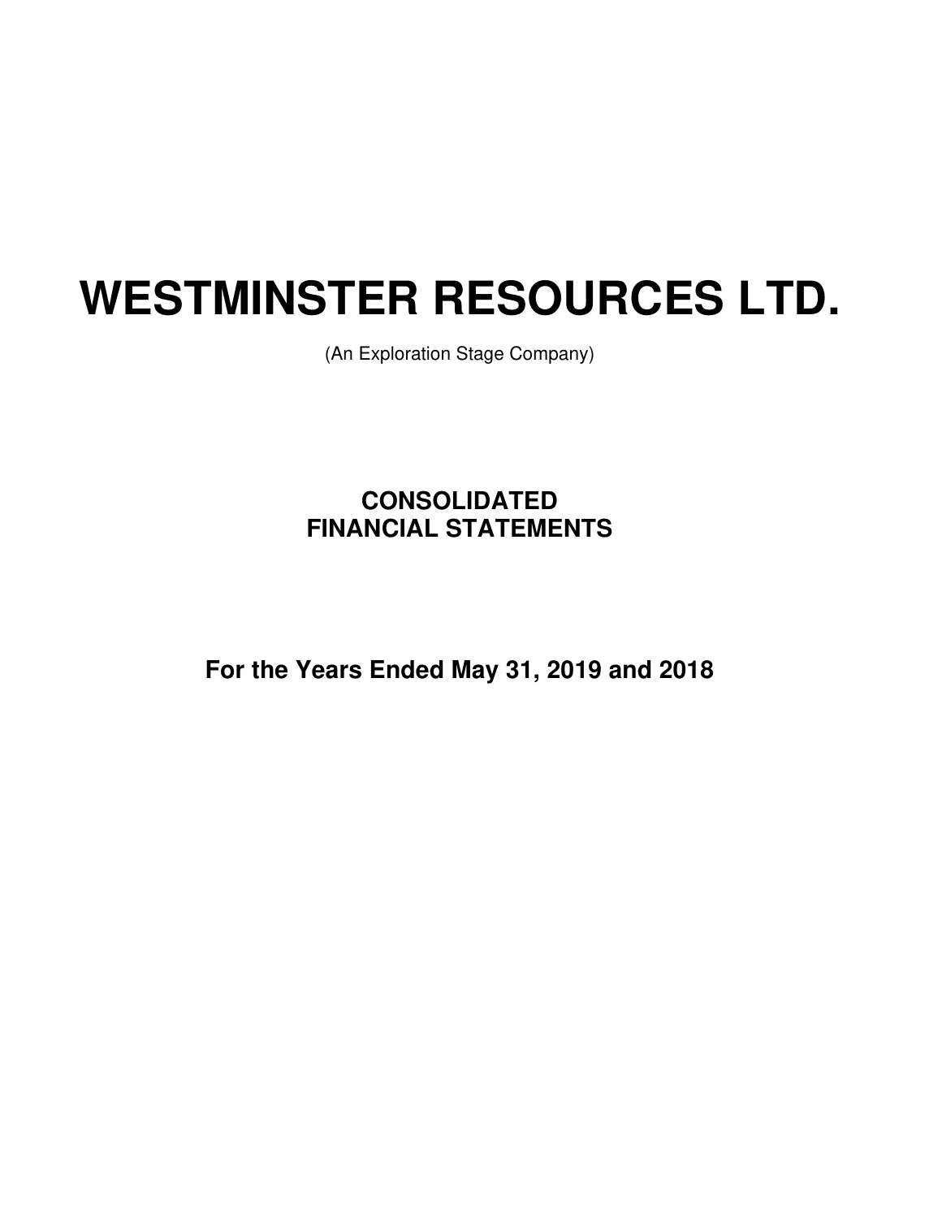# WESTMINSTER RESOURCES LTD.

(An Exploration Stage Company)

## CONSOLIDATED FINANCIAL STATEMENTS

## For the Years Ended May 31, 2019 and 2018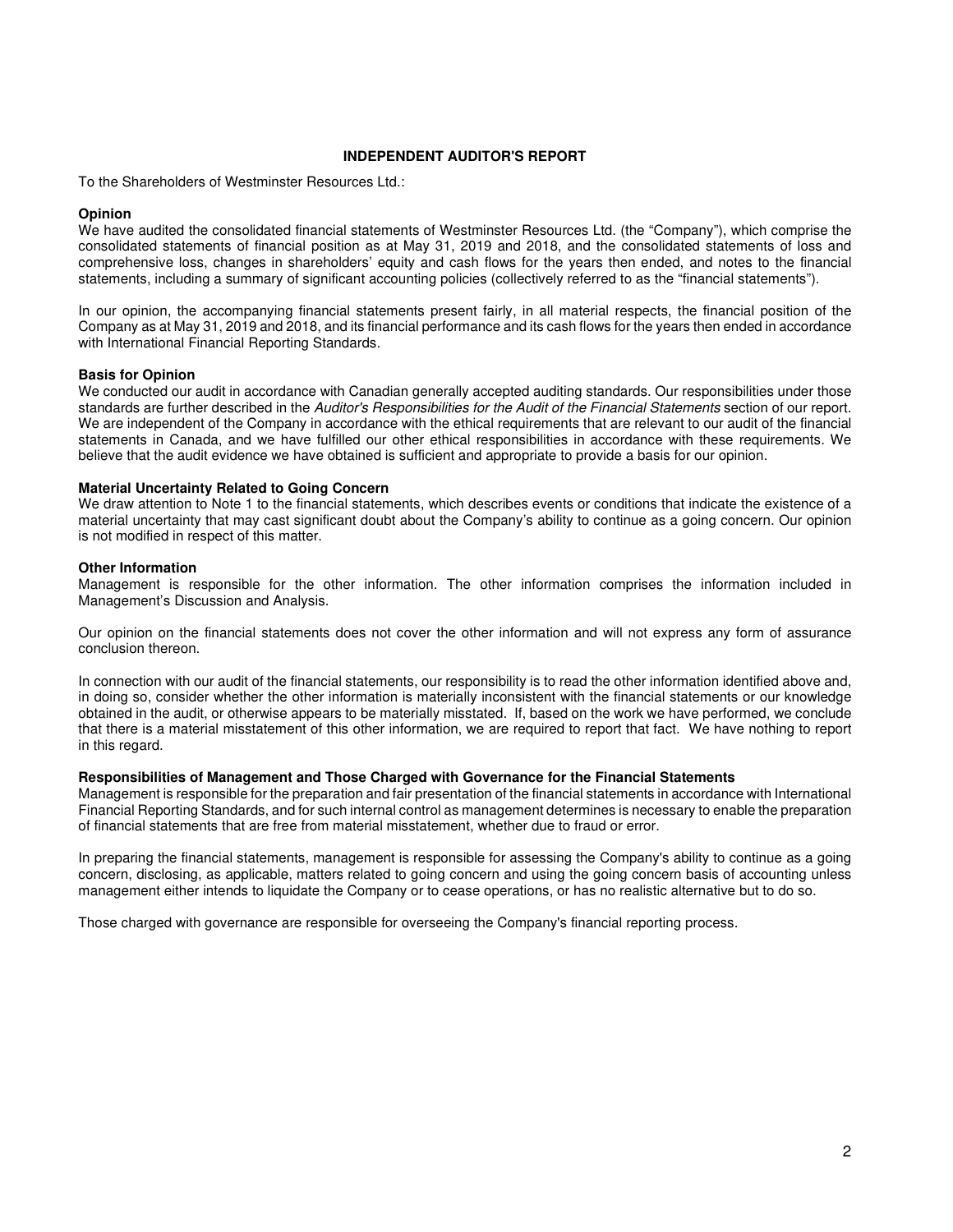# INDEPENDENT AUDITOR'S REPORT

To the Shareholders of Westminster Resources Ltd.:

**Opinion**

We have audited the consolidated financial statements of Westminster Resources Ltd. (the "Company"), which comprise the consolidated statements of financial position as at May 31, 2019 and 2018, and the consolidated statements of loss and comprehensive loss, changes in shareholders' equity and cash flows for the years then ended, and notes to the financial statements, including a summary of significant accounting policies (collectively referred to as the "financial statements").

In our opinion, the accompanying financial statements present fairly, in all material respects, the financial position of the Company as at May 31, 2019 and 2018, and its financial performance and its cash flows for the years then ended in accordance with International Financial Reporting Standards.

**Basis for Opinion**

We conducted our audit in accordance with Canadian generally accepted auditing standards. Our responsibilities under those standards are further described in the *Auditor's Responsibilities for the Audit of the Financial Statements* section of our report. We are independent of the Company in accordance with the ethical requirements that are relevant to our audit of the financial statements in Canada, and we have fulfilled our other ethical responsibilities in accordance with these requirements. We believe that the audit evidence we have obtained is sufficient and appropriate to provide a basis for our opinion.

**Material Uncertainty Related to Going Concern**

We draw attention to Note 1 to the financial statements, which describes events or conditions that indicate the existence of a material uncertainty that may cast significant doubt about the Company's ability to continue as a going concern. Our opinion is not modified in respect of this matter.

**Other Information**

Management is responsible for the other information. The other information comprises the information included in Management's Discussion and Analysis.

Our opinion on the financial statements does not cover the other information and will not express any form of assurance conclusion thereon.

In connection with our audit of the financial statements, our responsibility is to read the other information identified above and, in doing so, consider whether the other information is materially inconsistent with the financial statements or our knowledge obtained in the audit, or otherwise appears to be materially misstated. If, based on the work we have performed, we conclude that there is a material misstatement of this other information, we are required to report that fact. We have nothing to report in this regard.

**Responsibilities of Management and Those Charged with Governance for the Financial Statements**

Management is responsible for the preparation and fair presentation of the financial statements in accordance with International Financial Reporting Standards, and for such internal control as management determines is necessary to enable the preparation of financial statements that are free from material misstatement, whether due to fraud or error.

In preparing the financial statements, management is responsible for assessing the Company's ability to continue as a going concern, disclosing, as applicable, matters related to going concern and using the going concern basis of accounting unless management either intends to liquidate the Company or to cease operations, or has no realistic alternative but to do so.

Those charged with governance are responsible for overseeing the Company's financial reporting process.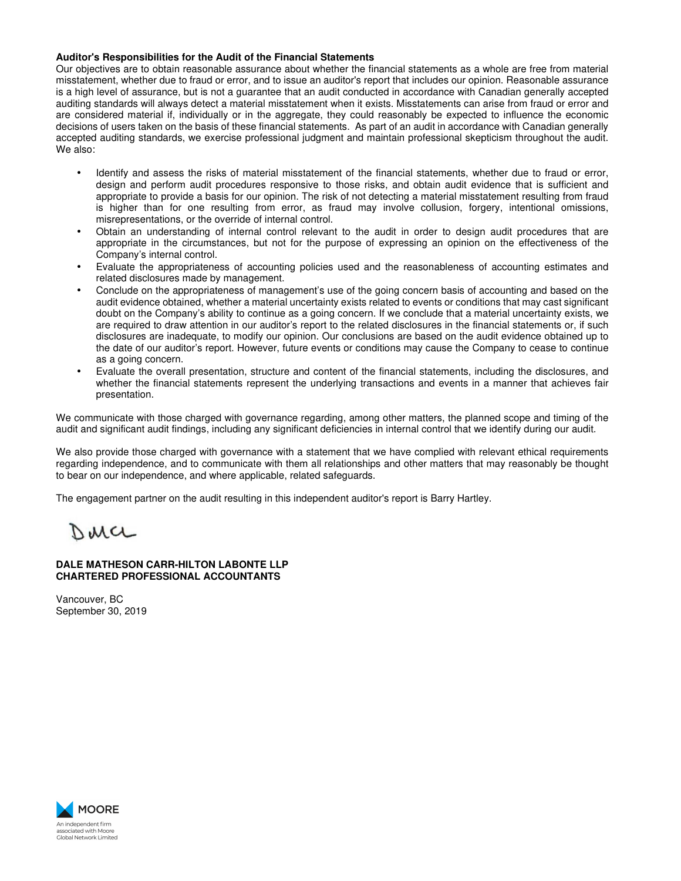**Auditor's Responsibilities for the Audit of the Financial Statements**

Our objectives are to obtain reasonable assurance about whether the financial statements as a whole are free from material misstatement, whether due to fraud or error, and to issue an auditor's report that includes our opinion. Reasonable assurance is a high level of assurance, but is not a guarantee that an audit conducted in accordance with Canadian generally accepted auditing standards will always detect a material misstatement when it exists. Misstatements can arise from fraud or error and are considered material if, individually or in the aggregate, they could reasonably be expected to influence the economic decisions of users taken on the basis of these financial statements. As part of an audit in accordance with Canadian generally accepted auditing standards, we exercise professional judgment and maintain professional skepticism throughout the audit. We also:

- Identify and assess the risks of material misstatement of the financial statements, whether due to fraud or error, design and perform audit procedures responsive to those risks, and obtain audit evidence that is sufficient and appropriate to provide a basis for our opinion. The risk of not detecting a material misstatement resulting from fraud is higher than for one resulting from error, as fraud may involve collusion, forgery, intentional omissions, misrepresentations, or the override of internal control.
- Obtain an understanding of internal control relevant to the audit in order to design audit procedures that are appropriate in the circumstances, but not for the purpose of expressing an opinion on the effectiveness of the Company's internal control.
- Evaluate the appropriateness of accounting policies used and the reasonableness of accounting estimates and related disclosures made by management.
- Conclude on the appropriateness of management's use of the going concern basis of accounting and based on the audit evidence obtained, whether a material uncertainty exists related to events or conditions that may cast significant doubt on the Company's ability to continue as a going concern. If we conclude that a material uncertainty exists, we are required to draw attention in our auditor's report to the related disclosures in the financial statements or, if such disclosures are inadequate, to modify our opinion. Our conclusions are based on the audit evidence obtained up to the date of our auditor's report. However, future events or conditions may cause the Company to cease to continue as a going concern.
- Evaluate the overall presentation, structure and content of the financial statements, including the disclosures, and whether the financial statements represent the underlying transactions and events in a manner that achieves fair presentation.

We communicate with those charged with governance regarding, among other matters, the planned scope and timing of the audit and significant audit findings, including any significant deficiencies in internal control that we identify during our audit.

We also provide those charged with governance with a statement that we have complied with relevant ethical requirements regarding independence, and to communicate with them all relationships and other matters that may reasonably be thought to bear on our independence, and where applicable, related safeguards.

The engagement partner on the audit resulting in this independent auditor's report is Barry Hartley.

DMCL

**DALE MATHESON CARR-HILTON LABONTE LLP**
**CHARTERED PROFESSIONAL ACCOUNTANTS**

Vancouver, BC
September 30, 2019

MOORE
An independent firm associated with Moore Global Network Limited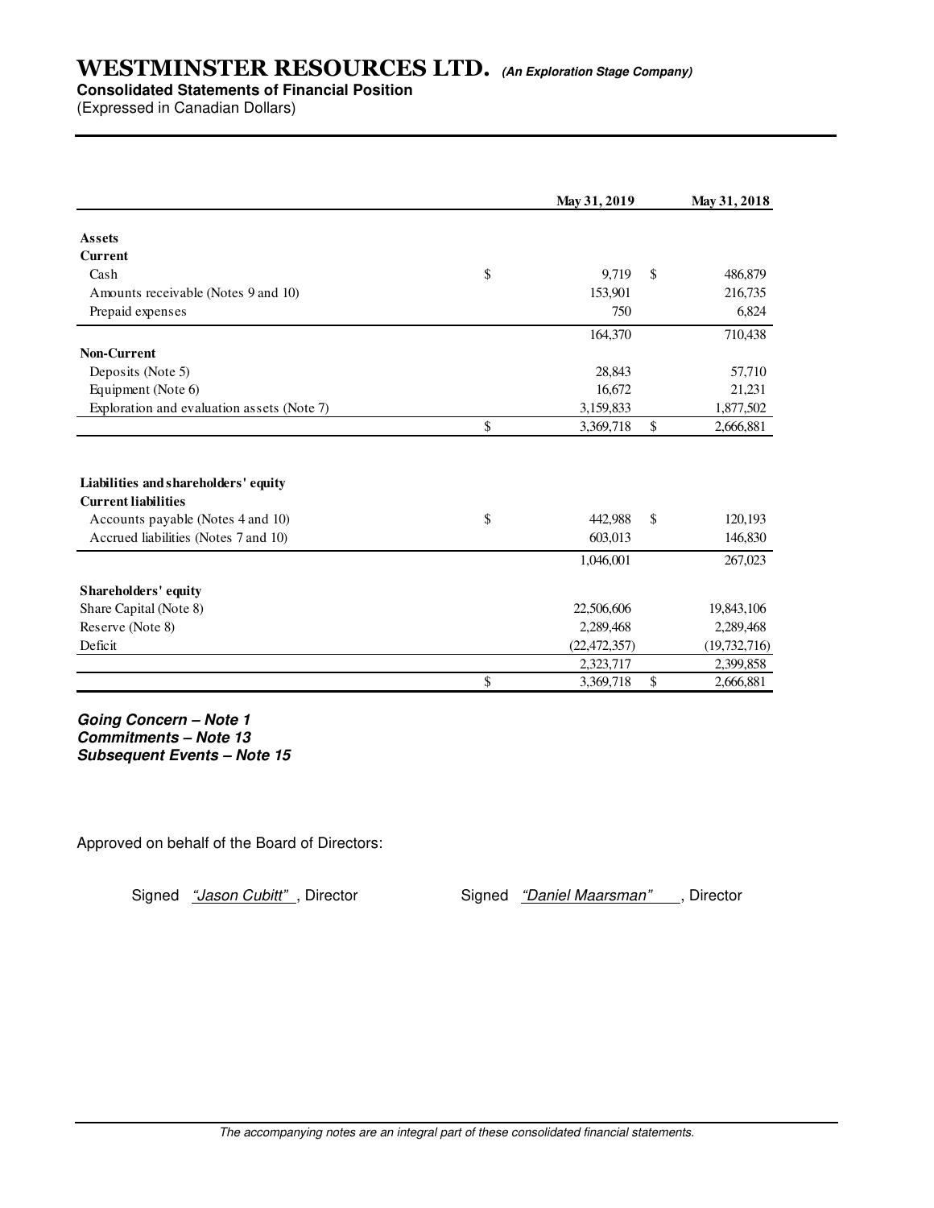# WESTMINSTER RESOURCES LTD. *(An Exploration Stage Company)*

**Consolidated Statements of Financial Position**

(Expressed in Canadian Dollars)

| | May 31, 2019 | May 31, 2018 |
|---|---|---|
| **Assets** | | |
| **Current** | | |
| Cash | $ 9,719 | $ 486,879 |
| Amounts receivable (Notes 9 and 10) | 153,901 | 216,735 |
| Prepaid expenses | 750 | 6,824 |
| | 164,370 | 710,438 |
| **Non-Current** | | |
| Deposits (Note 5) | 28,843 | 57,710 |
| Equipment (Note 6) | 16,672 | 21,231 |
| Exploration and evaluation assets (Note 7) | 3,159,833 | 1,877,502 |
| | $ 3,369,718 | $ 2,666,881 |
| | | |
| **Liabilities and shareholders' equity** | | |
| **Current liabilities** | | |
| Accounts payable (Notes 4 and 10) | $ 442,988 | $ 120,193 |
| Accrued liabilities (Notes 7 and 10) | 603,013 | 146,830 |
| | 1,046,001 | 267,023 |
| **Shareholders' equity** | | |
| Share Capital (Note 8) | 22,506,606 | 19,843,106 |
| Reserve (Note 8) | 2,289,468 | 2,289,468 |
| Deficit | (22,472,357) | (19,732,716) |
| | 2,323,717 | 2,399,858 |
| | $ 3,369,718 | $ 2,666,881 |

***Going Concern – Note 1***
***Commitments – Note 13***
***Subsequent Events – Note 15***

Approved on behalf of the Board of Directors:

Signed *"Jason Cubitt"* , Director Signed *"Daniel Maarsman"* , Director

*The accompanying notes are an integral part of these consolidated financial statements.*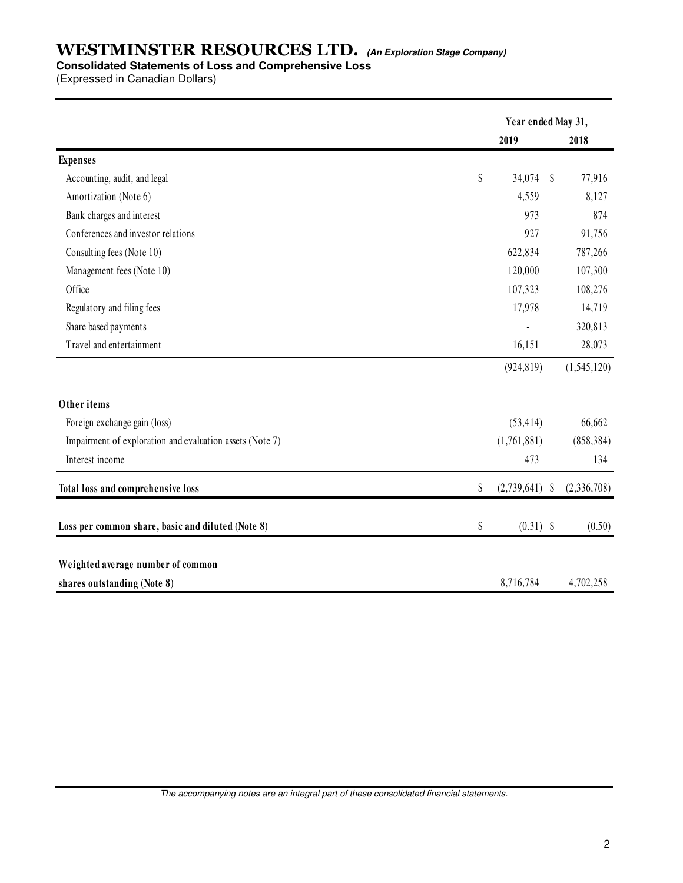# WESTMINSTER RESOURCES LTD. *(An Exploration Stage Company)*

**Consolidated Statements of Loss and Comprehensive Loss**

(Expressed in Canadian Dollars)

| | Year ended May 31, | |
|---|---|---|
| | 2019 | 2018 |
| **Expenses** | | |
| Accounting, audit, and legal | $ 34,074 | $ 77,916 |
| Amortization (Note 6) | 4,559 | 8,127 |
| Bank charges and interest | 973 | 874 |
| Conferences and investor relations | 927 | 91,756 |
| Consulting fees (Note 10) | 622,834 | 787,266 |
| Management fees (Note 10) | 120,000 | 107,300 |
| Office | 107,323 | 108,276 |
| Regulatory and filing fees | 17,978 | 14,719 |
| Share based payments | - | 320,813 |
| Travel and entertainment | 16,151 | 28,073 |
| | (924,819) | (1,545,120) |
| **Other items** | | |
| Foreign exchange gain (loss) | (53,414) | 66,662 |
| Impairment of exploration and evaluation assets (Note 7) | (1,761,881) | (858,384) |
| Interest income | 473 | 134 |
| **Total loss and comprehensive loss** | $ (2,739,641) | $ (2,336,708) |
| **Loss per common share, basic and diluted (Note 8)** | $ (0.31) | $ (0.50) |
| **Weighted average number of common shares outstanding (Note 8)** | 8,716,784 | 4,702,258 |

*The accompanying notes are an integral part of these consolidated financial statements.*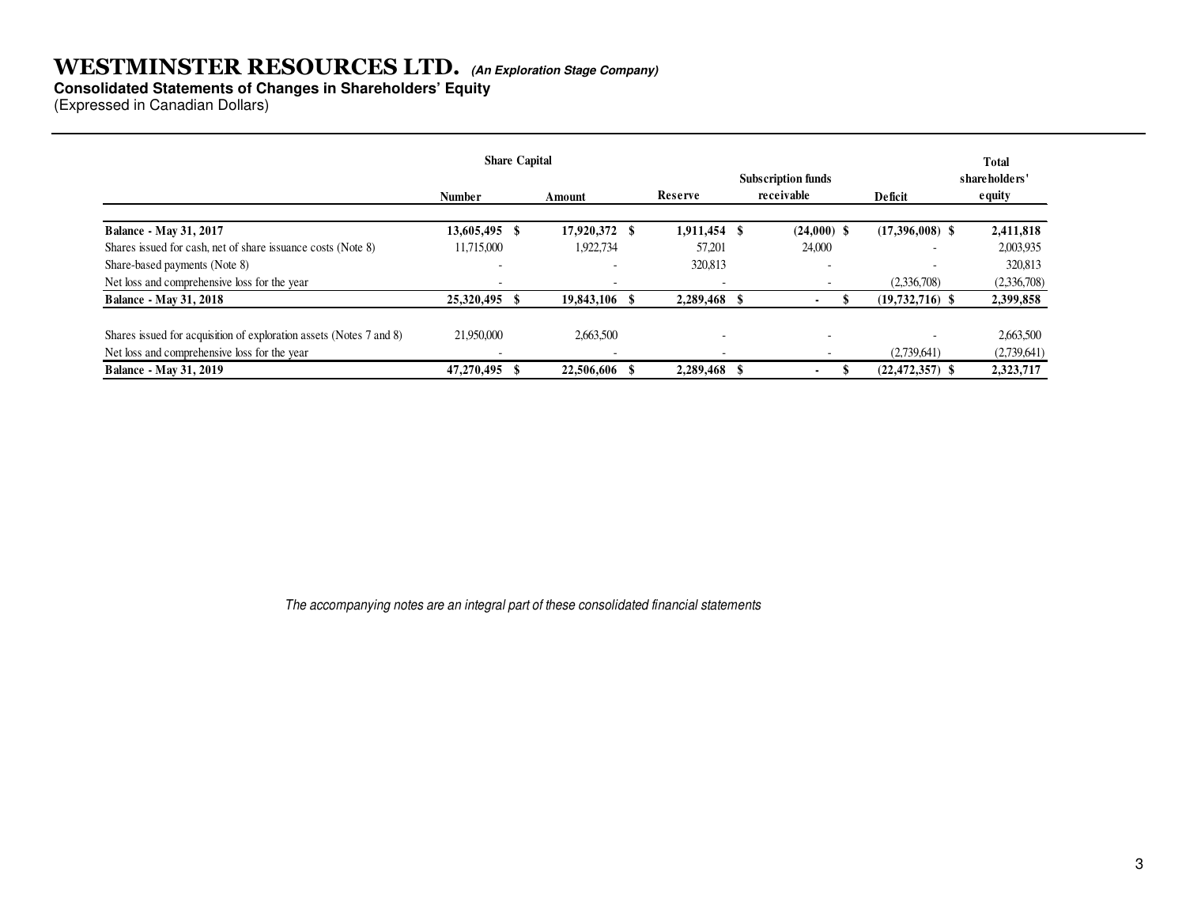# WESTMINSTER RESOURCES LTD. *(An Exploration Stage Company)*

**Consolidated Statements of Changes in Shareholders' Equity**

(Expressed in Canadian Dollars)

| | Share Capital | | | | | |
|---|---|---|---|---|---|---|
| | Number | Amount | Reserve | Subscription funds receivable | Deficit | Total shareholders' equity |
| **Balance - May 31, 2017** | **13,605,495** | **$ 17,920,372** | **$ 1,911,454** | **$ (24,000)** | **$ (17,396,008)** | **$ 2,411,818** |
| Shares issued for cash, net of share issuance costs (Note 8) | 11,715,000 | 1,922,734 | 57,201 | 24,000 | - | 2,003,935 |
| Share-based payments (Note 8) | - | - | 320,813 | - | - | 320,813 |
| Net loss and comprehensive loss for the year | - | - | - | - | (2,336,708) | (2,336,708) |
| **Balance - May 31, 2018** | **25,320,495** | **$ 19,843,106** | **$ 2,289,468** | **$ -** | **$ (19,732,716)** | **$ 2,399,858** |
| | | | | | | |
| Shares issued for acquisition of exploration assets (Notes 7 and 8) | 21,950,000 | 2,663,500 | - | - | - | 2,663,500 |
| Net loss and comprehensive loss for the year | - | - | - | - | (2,739,641) | (2,739,641) |
| **Balance - May 31, 2019** | **47,270,495** | **$ 22,506,606** | **$ 2,289,468** | **$ -** | **$ (22,472,357)** | **$ 2,323,717** |

*The accompanying notes are an integral part of these consolidated financial statements*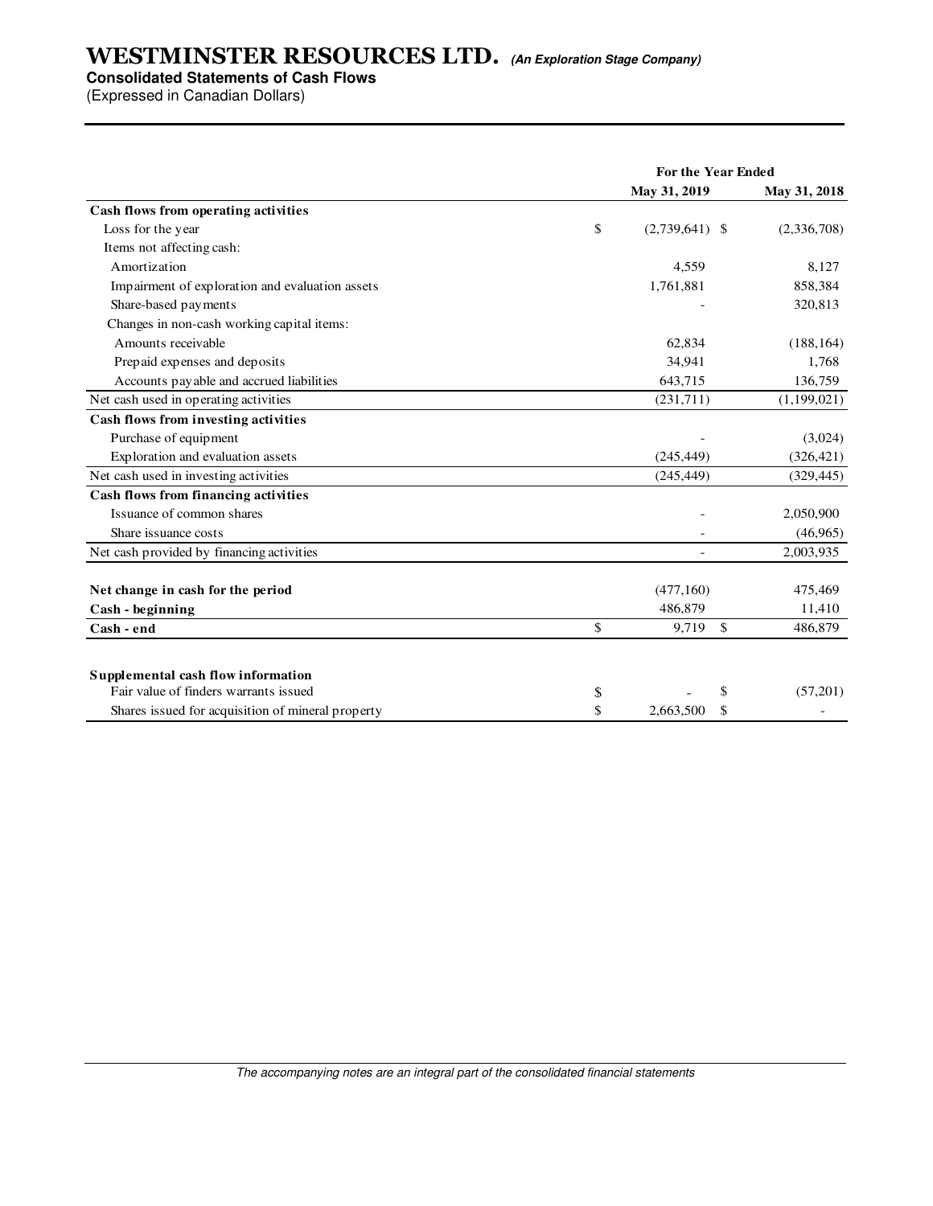# WESTMINSTER RESOURCES LTD. *(An Exploration Stage Company)*

**Consolidated Statements of Cash Flows**

(Expressed in Canadian Dollars)

| | For the Year Ended | |
|---|---|---|
| | May 31, 2019 | May 31, 2018 |
| **Cash flows from operating activities** | | |
| Loss for the year | $ (2,739,641) | $ (2,336,708) |
| Items not affecting cash: | | |
| Amortization | 4,559 | 8,127 |
| Impairment of exploration and evaluation assets | 1,761,881 | 858,384 |
| Share-based payments | - | 320,813 |
| Changes in non-cash working capital items: | | |
| Amounts receivable | 62,834 | (188,164) |
| Prepaid expenses and deposits | 34,941 | 1,768 |
| Accounts payable and accrued liabilities | 643,715 | 136,759 |
| Net cash used in operating activities | (231,711) | (1,199,021) |
| **Cash flows from investing activities** | | |
| Purchase of equipment | - | (3,024) |
| Exploration and evaluation assets | (245,449) | (326,421) |
| Net cash used in investing activities | (245,449) | (329,445) |
| **Cash flows from financing activities** | | |
| Issuance of common shares | - | 2,050,900 |
| Share issuance costs | - | (46,965) |
| Net cash provided by financing activities | - | 2,003,935 |
| | | |
| **Net change in cash for the period** | (477,160) | 475,469 |
| **Cash - beginning** | 486,879 | 11,410 |
| **Cash - end** | $ 9,719 | $ 486,879 |
| | | |
| **Supplemental cash flow information** | | |
| Fair value of finders warrants issued | $ - | $ (57,201) |
| Shares issued for acquisition of mineral property | $ 2,663,500 | $ - |

*The accompanying notes are an integral part of the consolidated financial statements*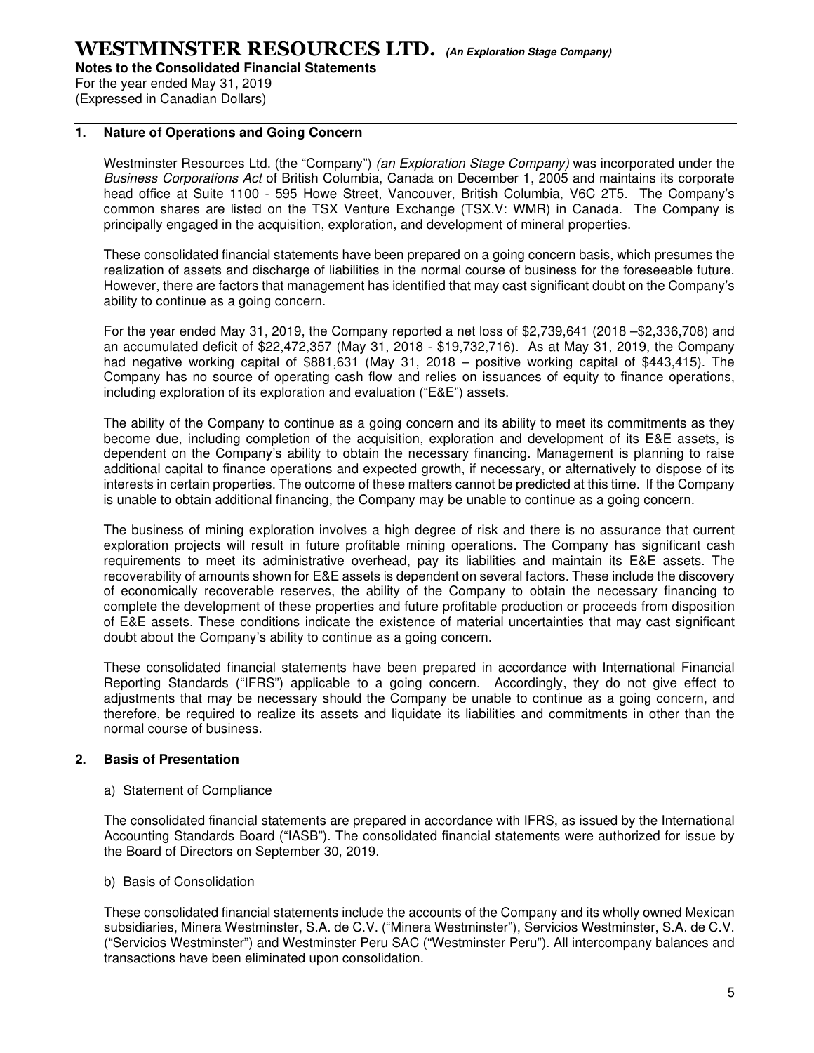## 1. Nature of Operations and Going Concern

Westminster Resources Ltd. (the "Company") *(an Exploration Stage Company)* was incorporated under the *Business Corporations Act* of British Columbia, Canada on December 1, 2005 and maintains its corporate head office at Suite 1100 - 595 Howe Street, Vancouver, British Columbia, V6C 2T5. The Company's common shares are listed on the TSX Venture Exchange (TSX.V: WMR) in Canada. The Company is principally engaged in the acquisition, exploration, and development of mineral properties.

These consolidated financial statements have been prepared on a going concern basis, which presumes the realization of assets and discharge of liabilities in the normal course of business for the foreseeable future. However, there are factors that management has identified that may cast significant doubt on the Company's ability to continue as a going concern.

For the year ended May 31, 2019, the Company reported a net loss of $2,739,641 (2018 –$2,336,708) and an accumulated deficit of $22,472,357 (May 31, 2018 - $19,732,716). As at May 31, 2019, the Company had negative working capital of $881,631 (May 31, 2018 – positive working capital of $443,415). The Company has no source of operating cash flow and relies on issuances of equity to finance operations, including exploration of its exploration and evaluation ("E&E") assets.

The ability of the Company to continue as a going concern and its ability to meet its commitments as they become due, including completion of the acquisition, exploration and development of its E&E assets, is dependent on the Company's ability to obtain the necessary financing. Management is planning to raise additional capital to finance operations and expected growth, if necessary, or alternatively to dispose of its interests in certain properties. The outcome of these matters cannot be predicted at this time. If the Company is unable to obtain additional financing, the Company may be unable to continue as a going concern.

The business of mining exploration involves a high degree of risk and there is no assurance that current exploration projects will result in future profitable mining operations. The Company has significant cash requirements to meet its administrative overhead, pay its liabilities and maintain its E&E assets. The recoverability of amounts shown for E&E assets is dependent on several factors. These include the discovery of economically recoverable reserves, the ability of the Company to obtain the necessary financing to complete the development of these properties and future profitable production or proceeds from disposition of E&E assets. These conditions indicate the existence of material uncertainties that may cast significant doubt about the Company's ability to continue as a going concern.

These consolidated financial statements have been prepared in accordance with International Financial Reporting Standards ("IFRS") applicable to a going concern. Accordingly, they do not give effect to adjustments that may be necessary should the Company be unable to continue as a going concern, and therefore, be required to realize its assets and liquidate its liabilities and commitments in other than the normal course of business.

## 2. Basis of Presentation

### a) Statement of Compliance

The consolidated financial statements are prepared in accordance with IFRS, as issued by the International Accounting Standards Board ("IASB"). The consolidated financial statements were authorized for issue by the Board of Directors on September 30, 2019.

### b) Basis of Consolidation

These consolidated financial statements include the accounts of the Company and its wholly owned Mexican subsidiaries, Minera Westminster, S.A. de C.V. ("Minera Westminster"), Servicios Westminster, S.A. de C.V. ("Servicios Westminster") and Westminster Peru SAC ("Westminster Peru"). All intercompany balances and transactions have been eliminated upon consolidation.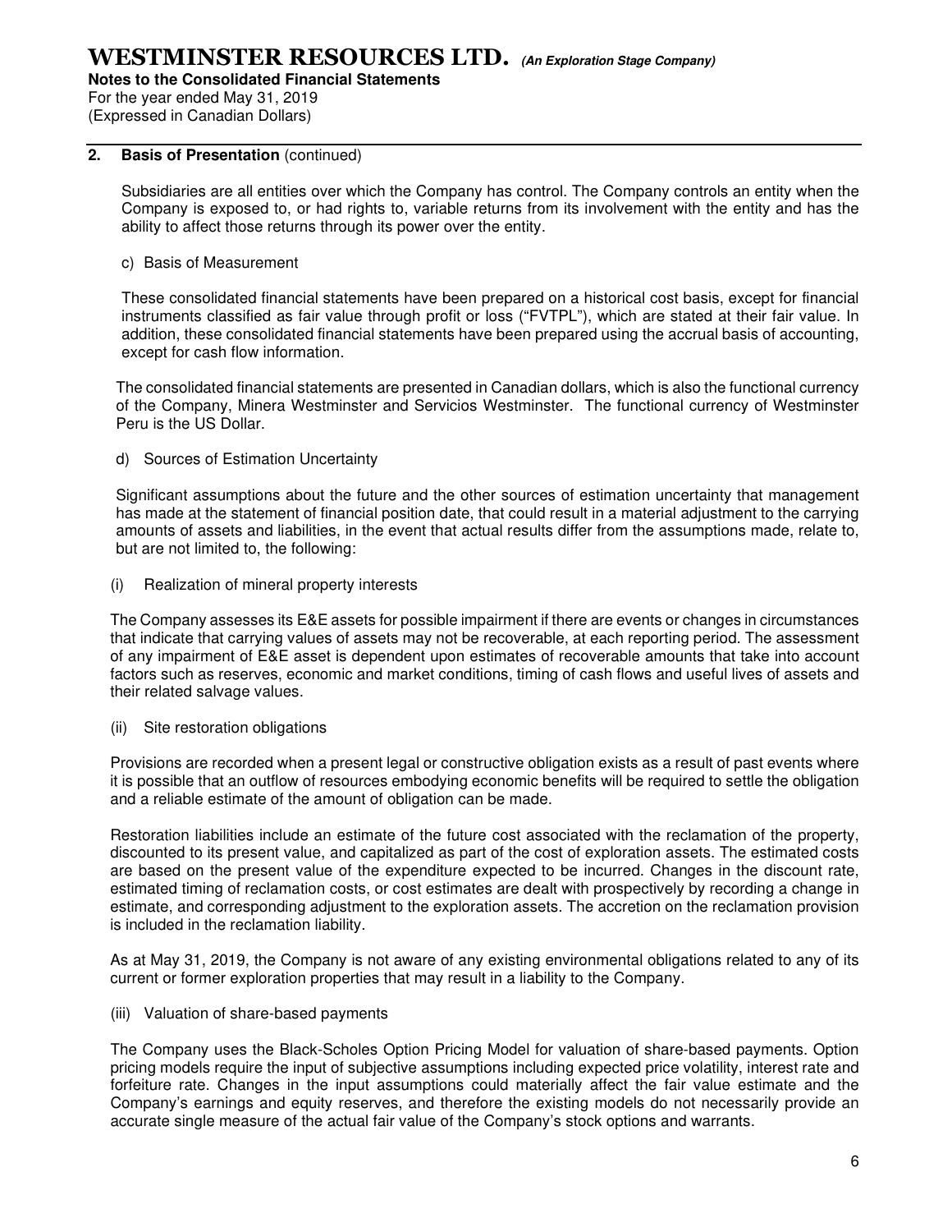## 2. Basis of Presentation (continued)

Subsidiaries are all entities over which the Company has control. The Company controls an entity when the Company is exposed to, or had rights to, variable returns from its involvement with the entity and has the ability to affect those returns through its power over the entity.

c) Basis of Measurement

These consolidated financial statements have been prepared on a historical cost basis, except for financial instruments classified as fair value through profit or loss ("FVTPL"), which are stated at their fair value. In addition, these consolidated financial statements have been prepared using the accrual basis of accounting, except for cash flow information.

The consolidated financial statements are presented in Canadian dollars, which is also the functional currency of the Company, Minera Westminster and Servicios Westminster. The functional currency of Westminster Peru is the US Dollar.

d) Sources of Estimation Uncertainty

Significant assumptions about the future and the other sources of estimation uncertainty that management has made at the statement of financial position date, that could result in a material adjustment to the carrying amounts of assets and liabilities, in the event that actual results differ from the assumptions made, relate to, but are not limited to, the following:

(i) Realization of mineral property interests

The Company assesses its E&E assets for possible impairment if there are events or changes in circumstances that indicate that carrying values of assets may not be recoverable, at each reporting period. The assessment of any impairment of E&E asset is dependent upon estimates of recoverable amounts that take into account factors such as reserves, economic and market conditions, timing of cash flows and useful lives of assets and their related salvage values.

(ii) Site restoration obligations

Provisions are recorded when a present legal or constructive obligation exists as a result of past events where it is possible that an outflow of resources embodying economic benefits will be required to settle the obligation and a reliable estimate of the amount of obligation can be made.

Restoration liabilities include an estimate of the future cost associated with the reclamation of the property, discounted to its present value, and capitalized as part of the cost of exploration assets. The estimated costs are based on the present value of the expenditure expected to be incurred. Changes in the discount rate, estimated timing of reclamation costs, or cost estimates are dealt with prospectively by recording a change in estimate, and corresponding adjustment to the exploration assets. The accretion on the reclamation provision is included in the reclamation liability.

As at May 31, 2019, the Company is not aware of any existing environmental obligations related to any of its current or former exploration properties that may result in a liability to the Company.

(iii) Valuation of share-based payments

The Company uses the Black-Scholes Option Pricing Model for valuation of share-based payments. Option pricing models require the input of subjective assumptions including expected price volatility, interest rate and forfeiture rate. Changes in the input assumptions could materially affect the fair value estimate and the Company's earnings and equity reserves, and therefore the existing models do not necessarily provide an accurate single measure of the actual fair value of the Company's stock options and warrants.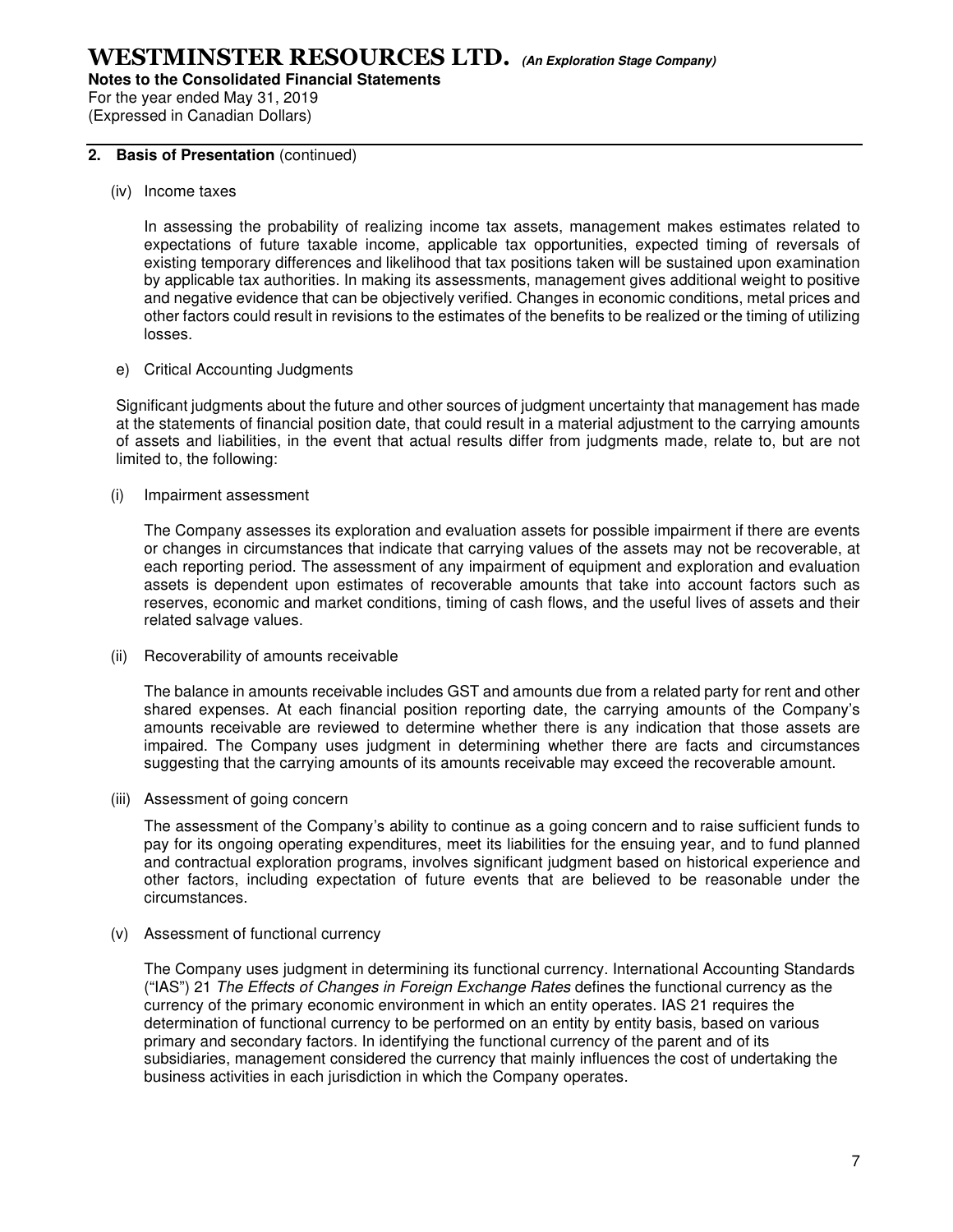## 2. Basis of Presentation (continued)

(iv) Income taxes

In assessing the probability of realizing income tax assets, management makes estimates related to expectations of future taxable income, applicable tax opportunities, expected timing of reversals of existing temporary differences and likelihood that tax positions taken will be sustained upon examination by applicable tax authorities. In making its assessments, management gives additional weight to positive and negative evidence that can be objectively verified. Changes in economic conditions, metal prices and other factors could result in revisions to the estimates of the benefits to be realized or the timing of utilizing losses.

e) Critical Accounting Judgments

Significant judgments about the future and other sources of judgment uncertainty that management has made at the statements of financial position date, that could result in a material adjustment to the carrying amounts of assets and liabilities, in the event that actual results differ from judgments made, relate to, but are not limited to, the following:

(i) Impairment assessment

The Company assesses its exploration and evaluation assets for possible impairment if there are events or changes in circumstances that indicate that carrying values of the assets may not be recoverable, at each reporting period. The assessment of any impairment of equipment and exploration and evaluation assets is dependent upon estimates of recoverable amounts that take into account factors such as reserves, economic and market conditions, timing of cash flows, and the useful lives of assets and their related salvage values.

(ii) Recoverability of amounts receivable

The balance in amounts receivable includes GST and amounts due from a related party for rent and other shared expenses. At each financial position reporting date, the carrying amounts of the Company's amounts receivable are reviewed to determine whether there is any indication that those assets are impaired. The Company uses judgment in determining whether there are facts and circumstances suggesting that the carrying amounts of its amounts receivable may exceed the recoverable amount.

(iii) Assessment of going concern

The assessment of the Company's ability to continue as a going concern and to raise sufficient funds to pay for its ongoing operating expenditures, meet its liabilities for the ensuing year, and to fund planned and contractual exploration programs, involves significant judgment based on historical experience and other factors, including expectation of future events that are believed to be reasonable under the circumstances.

(v) Assessment of functional currency

The Company uses judgment in determining its functional currency. International Accounting Standards ("IAS") 21 *The Effects of Changes in Foreign Exchange Rates* defines the functional currency as the currency of the primary economic environment in which an entity operates. IAS 21 requires the determination of functional currency to be performed on an entity by entity basis, based on various primary and secondary factors. In identifying the functional currency of the parent and of its subsidiaries, management considered the currency that mainly influences the cost of undertaking the business activities in each jurisdiction in which the Company operates.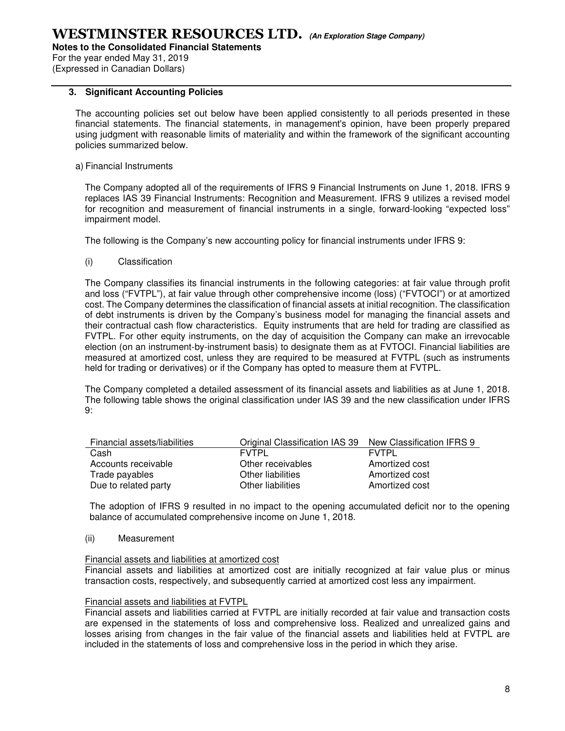# WESTMINSTER RESOURCES LTD. *(An Exploration Stage Company)*

**Notes to the Consolidated Financial Statements**
For the year ended May 31, 2019
(Expressed in Canadian Dollars)

## 3. Significant Accounting Policies

The accounting policies set out below have been applied consistently to all periods presented in these financial statements. The financial statements, in management's opinion, have been properly prepared using judgment with reasonable limits of materiality and within the framework of the significant accounting policies summarized below.

a) Financial Instruments

The Company adopted all of the requirements of IFRS 9 Financial Instruments on June 1, 2018. IFRS 9 replaces IAS 39 Financial Instruments: Recognition and Measurement. IFRS 9 utilizes a revised model for recognition and measurement of financial instruments in a single, forward-looking "expected loss" impairment model.

The following is the Company's new accounting policy for financial instruments under IFRS 9:

(i) Classification

The Company classifies its financial instruments in the following categories: at fair value through profit and loss ("FVTPL"), at fair value through other comprehensive income (loss) ("FVTOCI") or at amortized cost. The Company determines the classification of financial assets at initial recognition. The classification of debt instruments is driven by the Company's business model for managing the financial assets and their contractual cash flow characteristics. Equity instruments that are held for trading are classified as FVTPL. For other equity instruments, on the day of acquisition the Company can make an irrevocable election (on an instrument-by-instrument basis) to designate them as at FVTOCI. Financial liabilities are measured at amortized cost, unless they are required to be measured at FVTPL (such as instruments held for trading or derivatives) or if the Company has opted to measure them at FVTPL.

The Company completed a detailed assessment of its financial assets and liabilities as at June 1, 2018. The following table shows the original classification under IAS 39 and the new classification under IFRS 9:

| Financial assets/liabilities | Original Classification IAS 39 | New Classification IFRS 9 |
|---|---|---|
| Cash | FVTPL | FVTPL |
| Accounts receivable | Other receivables | Amortized cost |
| Trade payables | Other liabilities | Amortized cost |
| Due to related party | Other liabilities | Amortized cost |

The adoption of IFRS 9 resulted in no impact to the opening accumulated deficit nor to the opening balance of accumulated comprehensive income on June 1, 2018.

(ii) Measurement

Financial assets and liabilities at amortized cost

Financial assets and liabilities at amortized cost are initially recognized at fair value plus or minus transaction costs, respectively, and subsequently carried at amortized cost less any impairment.

Financial assets and liabilities at FVTPL

Financial assets and liabilities carried at FVTPL are initially recorded at fair value and transaction costs are expensed in the statements of loss and comprehensive loss. Realized and unrealized gains and losses arising from changes in the fair value of the financial assets and liabilities held at FVTPL are included in the statements of loss and comprehensive loss in the period in which they arise.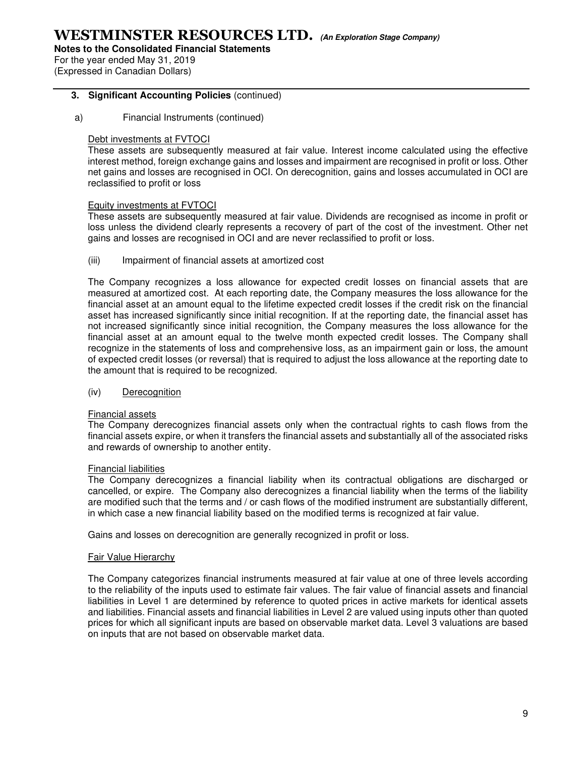**3. Significant Accounting Policies** (continued)

a) Financial Instruments (continued)

Debt investments at FVTOCI

These assets are subsequently measured at fair value. Interest income calculated using the effective interest method, foreign exchange gains and losses and impairment are recognised in profit or loss. Other net gains and losses are recognised in OCI. On derecognition, gains and losses accumulated in OCI are reclassified to profit or loss

Equity investments at FVTOCI

These assets are subsequently measured at fair value. Dividends are recognised as income in profit or loss unless the dividend clearly represents a recovery of part of the cost of the investment. Other net gains and losses are recognised in OCI and are never reclassified to profit or loss.

(iii) Impairment of financial assets at amortized cost

The Company recognizes a loss allowance for expected credit losses on financial assets that are measured at amortized cost. At each reporting date, the Company measures the loss allowance for the financial asset at an amount equal to the lifetime expected credit losses if the credit risk on the financial asset has increased significantly since initial recognition. If at the reporting date, the financial asset has not increased significantly since initial recognition, the Company measures the loss allowance for the financial asset at an amount equal to the twelve month expected credit losses. The Company shall recognize in the statements of loss and comprehensive loss, as an impairment gain or loss, the amount of expected credit losses (or reversal) that is required to adjust the loss allowance at the reporting date to the amount that is required to be recognized.

(iv) Derecognition

Financial assets

The Company derecognizes financial assets only when the contractual rights to cash flows from the financial assets expire, or when it transfers the financial assets and substantially all of the associated risks and rewards of ownership to another entity.

Financial liabilities

The Company derecognizes a financial liability when its contractual obligations are discharged or cancelled, or expire. The Company also derecognizes a financial liability when the terms of the liability are modified such that the terms and / or cash flows of the modified instrument are substantially different, in which case a new financial liability based on the modified terms is recognized at fair value.

Gains and losses on derecognition are generally recognized in profit or loss.

Fair Value Hierarchy

The Company categorizes financial instruments measured at fair value at one of three levels according to the reliability of the inputs used to estimate fair values. The fair value of financial assets and financial liabilities in Level 1 are determined by reference to quoted prices in active markets for identical assets and liabilities. Financial assets and financial liabilities in Level 2 are valued using inputs other than quoted prices for which all significant inputs are based on observable market data. Level 3 valuations are based on inputs that are not based on observable market data.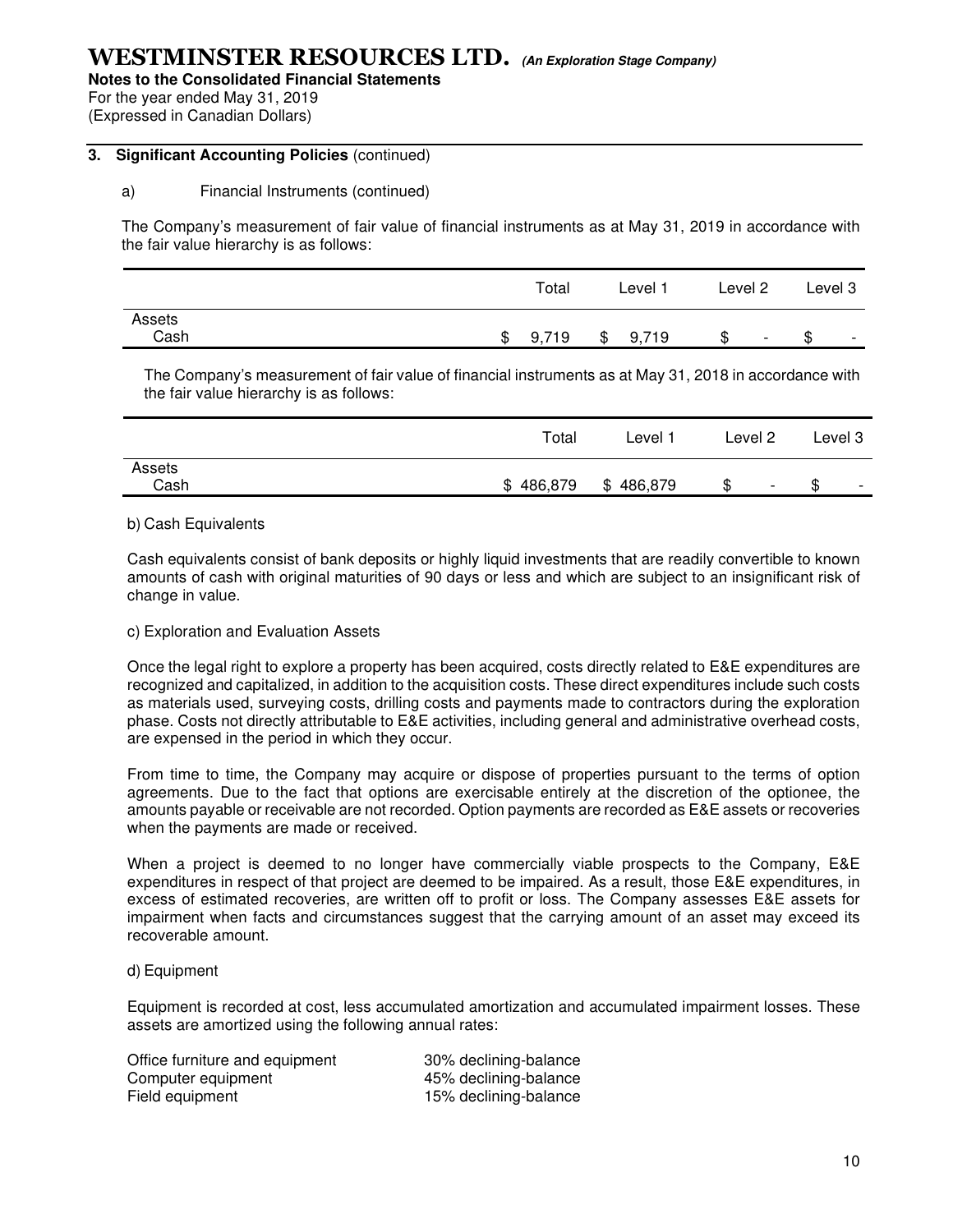**WESTMINSTER RESOURCES LTD.** ***(An Exploration Stage Company)***

**Notes to the Consolidated Financial Statements**

For the year ended May 31, 2019

(Expressed in Canadian Dollars)

### 3. Significant Accounting Policies (continued)

a) Financial Instruments (continued)

The Company's measurement of fair value of financial instruments as at May 31, 2019 in accordance with the fair value hierarchy is as follows:

| | Total | Level 1 | Level 2 | Level 3 |
|---|---|---|---|---|
| Assets | | | | |
| Cash | $ 9,719 | $ 9,719 | $ - | $ - |

The Company's measurement of fair value of financial instruments as at May 31, 2018 in accordance with the fair value hierarchy is as follows:

| | Total | Level 1 | Level 2 | Level 3 |
|---|---|---|---|---|
| Assets | | | | |
| Cash | $ 486,879 | $ 486,879 | $ - | $ - |

b) Cash Equivalents

Cash equivalents consist of bank deposits or highly liquid investments that are readily convertible to known amounts of cash with original maturities of 90 days or less and which are subject to an insignificant risk of change in value.

c) Exploration and Evaluation Assets

Once the legal right to explore a property has been acquired, costs directly related to E&E expenditures are recognized and capitalized, in addition to the acquisition costs. These direct expenditures include such costs as materials used, surveying costs, drilling costs and payments made to contractors during the exploration phase. Costs not directly attributable to E&E activities, including general and administrative overhead costs, are expensed in the period in which they occur.

From time to time, the Company may acquire or dispose of properties pursuant to the terms of option agreements. Due to the fact that options are exercisable entirely at the discretion of the optionee, the amounts payable or receivable are not recorded. Option payments are recorded as E&E assets or recoveries when the payments are made or received.

When a project is deemed to no longer have commercially viable prospects to the Company, E&E expenditures in respect of that project are deemed to be impaired. As a result, those E&E expenditures, in excess of estimated recoveries, are written off to profit or loss. The Company assesses E&E assets for impairment when facts and circumstances suggest that the carrying amount of an asset may exceed its recoverable amount.

d) Equipment

Equipment is recorded at cost, less accumulated amortization and accumulated impairment losses. These assets are amortized using the following annual rates:

| | |
|---|---|
| Office furniture and equipment | 30% declining-balance |
| Computer equipment | 45% declining-balance |
| Field equipment | 15% declining-balance |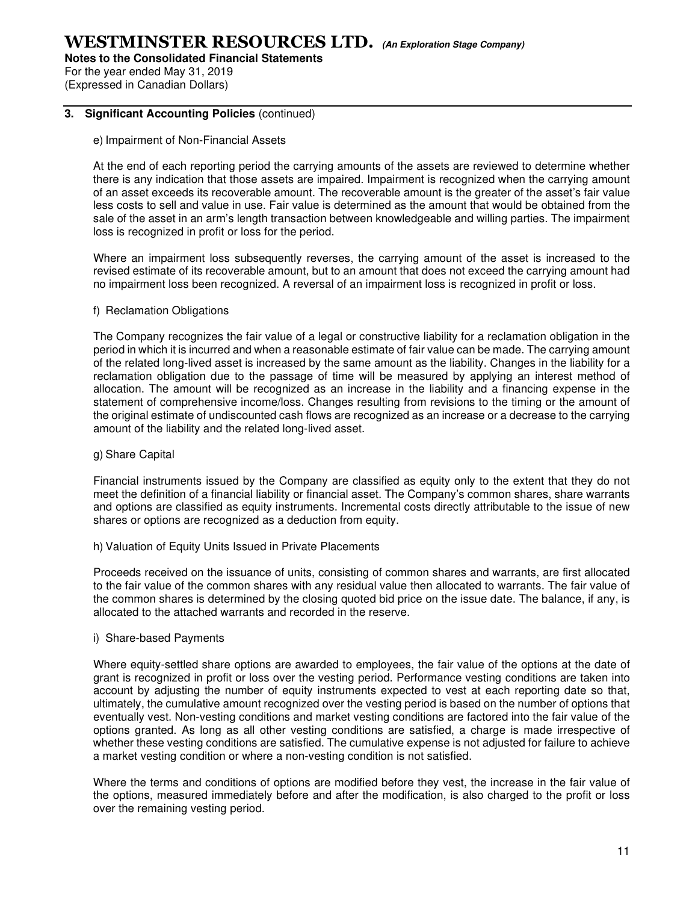## 3. Significant Accounting Policies (continued)

e) Impairment of Non-Financial Assets

At the end of each reporting period the carrying amounts of the assets are reviewed to determine whether there is any indication that those assets are impaired. Impairment is recognized when the carrying amount of an asset exceeds its recoverable amount. The recoverable amount is the greater of the asset's fair value less costs to sell and value in use. Fair value is determined as the amount that would be obtained from the sale of the asset in an arm's length transaction between knowledgeable and willing parties. The impairment loss is recognized in profit or loss for the period.

Where an impairment loss subsequently reverses, the carrying amount of the asset is increased to the revised estimate of its recoverable amount, but to an amount that does not exceed the carrying amount had no impairment loss been recognized. A reversal of an impairment loss is recognized in profit or loss.

f) Reclamation Obligations

The Company recognizes the fair value of a legal or constructive liability for a reclamation obligation in the period in which it is incurred and when a reasonable estimate of fair value can be made. The carrying amount of the related long-lived asset is increased by the same amount as the liability. Changes in the liability for a reclamation obligation due to the passage of time will be measured by applying an interest method of allocation. The amount will be recognized as an increase in the liability and a financing expense in the statement of comprehensive income/loss. Changes resulting from revisions to the timing or the amount of the original estimate of undiscounted cash flows are recognized as an increase or a decrease to the carrying amount of the liability and the related long-lived asset.

g) Share Capital

Financial instruments issued by the Company are classified as equity only to the extent that they do not meet the definition of a financial liability or financial asset. The Company's common shares, share warrants and options are classified as equity instruments. Incremental costs directly attributable to the issue of new shares or options are recognized as a deduction from equity.

h) Valuation of Equity Units Issued in Private Placements

Proceeds received on the issuance of units, consisting of common shares and warrants, are first allocated to the fair value of the common shares with any residual value then allocated to warrants. The fair value of the common shares is determined by the closing quoted bid price on the issue date. The balance, if any, is allocated to the attached warrants and recorded in the reserve.

i) Share-based Payments

Where equity-settled share options are awarded to employees, the fair value of the options at the date of grant is recognized in profit or loss over the vesting period. Performance vesting conditions are taken into account by adjusting the number of equity instruments expected to vest at each reporting date so that, ultimately, the cumulative amount recognized over the vesting period is based on the number of options that eventually vest. Non-vesting conditions and market vesting conditions are factored into the fair value of the options granted. As long as all other vesting conditions are satisfied, a charge is made irrespective of whether these vesting conditions are satisfied. The cumulative expense is not adjusted for failure to achieve a market vesting condition or where a non-vesting condition is not satisfied.

Where the terms and conditions of options are modified before they vest, the increase in the fair value of the options, measured immediately before and after the modification, is also charged to the profit or loss over the remaining vesting period.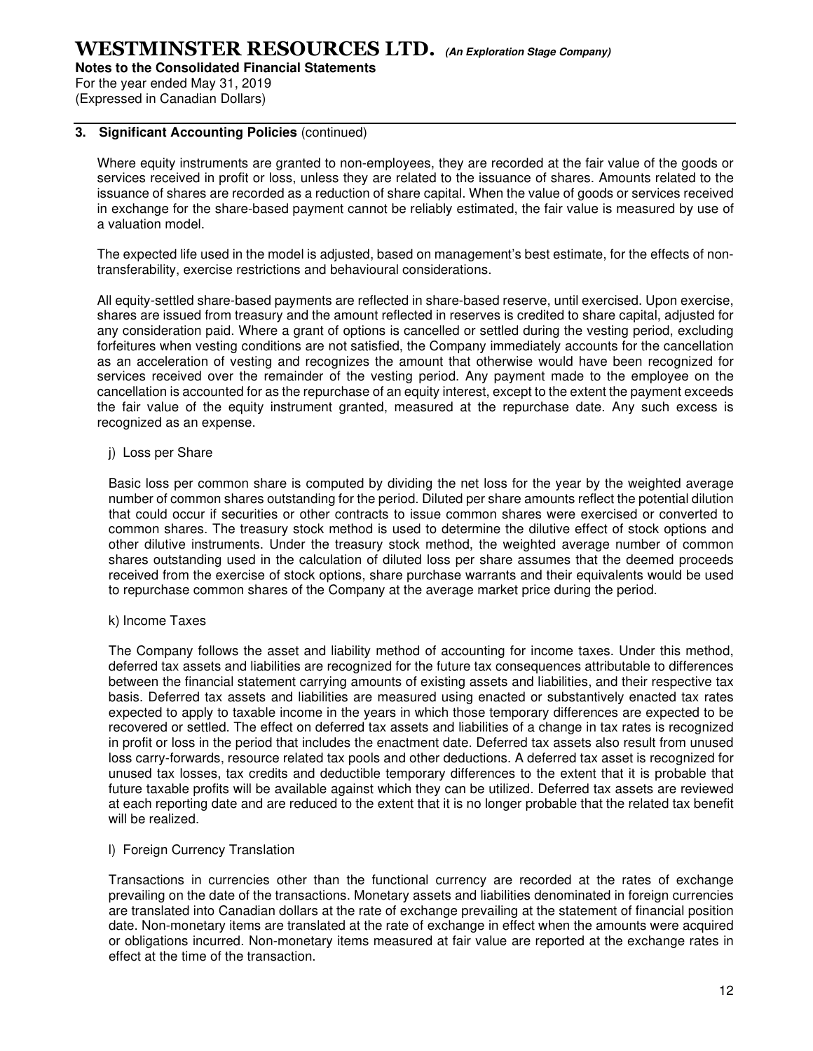### 3. Significant Accounting Policies (continued)

Where equity instruments are granted to non-employees, they are recorded at the fair value of the goods or services received in profit or loss, unless they are related to the issuance of shares. Amounts related to the issuance of shares are recorded as a reduction of share capital. When the value of goods or services received in exchange for the share-based payment cannot be reliably estimated, the fair value is measured by use of a valuation model.

The expected life used in the model is adjusted, based on management's best estimate, for the effects of non-transferability, exercise restrictions and behavioural considerations.

All equity-settled share-based payments are reflected in share-based reserve, until exercised. Upon exercise, shares are issued from treasury and the amount reflected in reserves is credited to share capital, adjusted for any consideration paid. Where a grant of options is cancelled or settled during the vesting period, excluding forfeitures when vesting conditions are not satisfied, the Company immediately accounts for the cancellation as an acceleration of vesting and recognizes the amount that otherwise would have been recognized for services received over the remainder of the vesting period. Any payment made to the employee on the cancellation is accounted for as the repurchase of an equity interest, except to the extent the payment exceeds the fair value of the equity instrument granted, measured at the repurchase date. Any such excess is recognized as an expense.

j) Loss per Share

Basic loss per common share is computed by dividing the net loss for the year by the weighted average number of common shares outstanding for the period. Diluted per share amounts reflect the potential dilution that could occur if securities or other contracts to issue common shares were exercised or converted to common shares. The treasury stock method is used to determine the dilutive effect of stock options and other dilutive instruments. Under the treasury stock method, the weighted average number of common shares outstanding used in the calculation of diluted loss per share assumes that the deemed proceeds received from the exercise of stock options, share purchase warrants and their equivalents would be used to repurchase common shares of the Company at the average market price during the period.

k) Income Taxes

The Company follows the asset and liability method of accounting for income taxes. Under this method, deferred tax assets and liabilities are recognized for the future tax consequences attributable to differences between the financial statement carrying amounts of existing assets and liabilities, and their respective tax basis. Deferred tax assets and liabilities are measured using enacted or substantively enacted tax rates expected to apply to taxable income in the years in which those temporary differences are expected to be recovered or settled. The effect on deferred tax assets and liabilities of a change in tax rates is recognized in profit or loss in the period that includes the enactment date. Deferred tax assets also result from unused loss carry-forwards, resource related tax pools and other deductions. A deferred tax asset is recognized for unused tax losses, tax credits and deductible temporary differences to the extent that it is probable that future taxable profits will be available against which they can be utilized. Deferred tax assets are reviewed at each reporting date and are reduced to the extent that it is no longer probable that the related tax benefit will be realized.

l) Foreign Currency Translation

Transactions in currencies other than the functional currency are recorded at the rates of exchange prevailing on the date of the transactions. Monetary assets and liabilities denominated in foreign currencies are translated into Canadian dollars at the rate of exchange prevailing at the statement of financial position date. Non-monetary items are translated at the rate of exchange in effect when the amounts were acquired or obligations incurred. Non-monetary items measured at fair value are reported at the exchange rates in effect at the time of the transaction.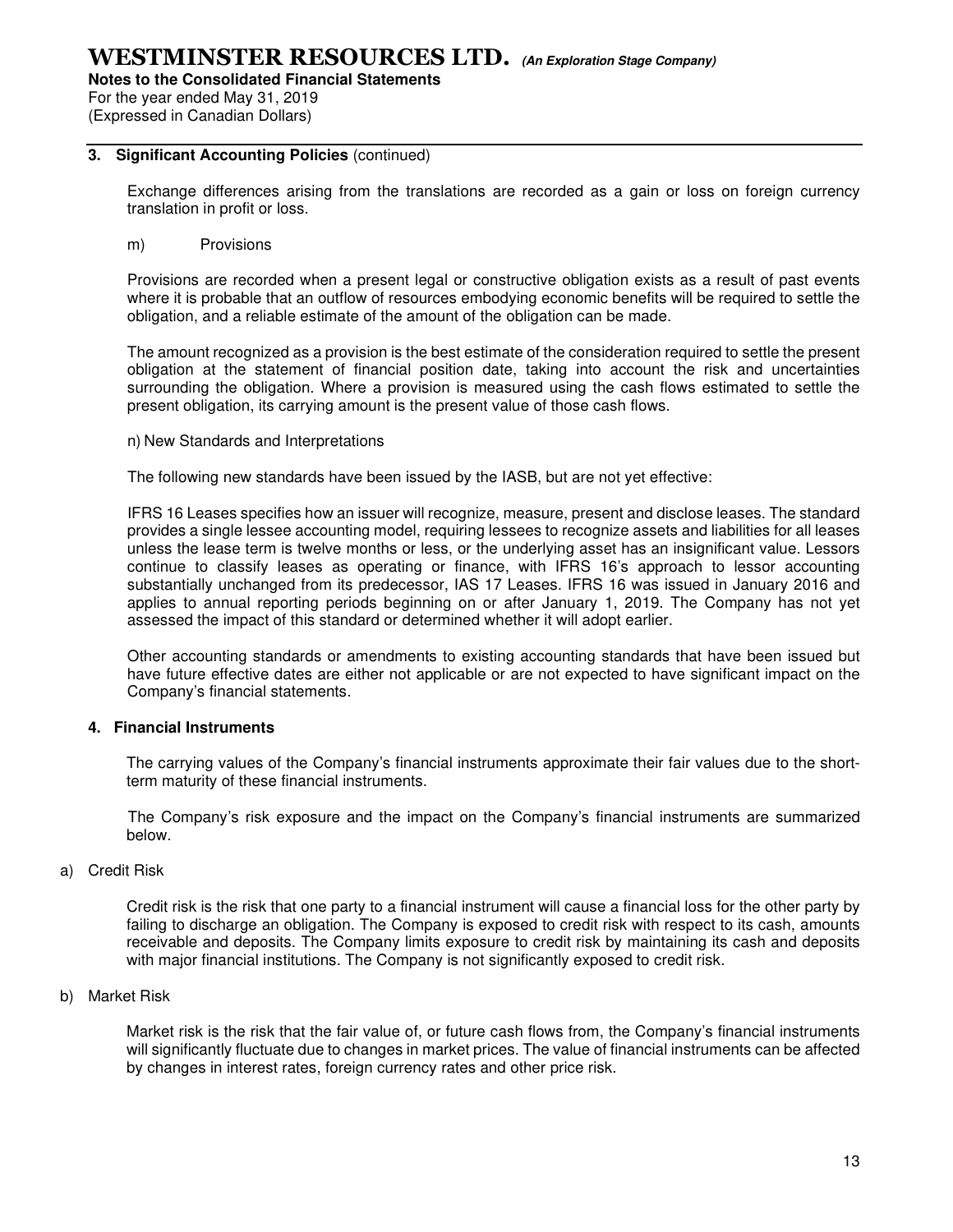### 3. Significant Accounting Policies (continued)

Exchange differences arising from the translations are recorded as a gain or loss on foreign currency translation in profit or loss.

m) Provisions

Provisions are recorded when a present legal or constructive obligation exists as a result of past events where it is probable that an outflow of resources embodying economic benefits will be required to settle the obligation, and a reliable estimate of the amount of the obligation can be made.

The amount recognized as a provision is the best estimate of the consideration required to settle the present obligation at the statement of financial position date, taking into account the risk and uncertainties surrounding the obligation. Where a provision is measured using the cash flows estimated to settle the present obligation, its carrying amount is the present value of those cash flows.

n) New Standards and Interpretations

The following new standards have been issued by the IASB, but are not yet effective:

IFRS 16 Leases specifies how an issuer will recognize, measure, present and disclose leases. The standard provides a single lessee accounting model, requiring lessees to recognize assets and liabilities for all leases unless the lease term is twelve months or less, or the underlying asset has an insignificant value. Lessors continue to classify leases as operating or finance, with IFRS 16's approach to lessor accounting substantially unchanged from its predecessor, IAS 17 Leases. IFRS 16 was issued in January 2016 and applies to annual reporting periods beginning on or after January 1, 2019. The Company has not yet assessed the impact of this standard or determined whether it will adopt earlier.

Other accounting standards or amendments to existing accounting standards that have been issued but have future effective dates are either not applicable or are not expected to have significant impact on the Company's financial statements.

### 4. Financial Instruments

The carrying values of the Company's financial instruments approximate their fair values due to the short-term maturity of these financial instruments.

The Company's risk exposure and the impact on the Company's financial instruments are summarized below.

a) Credit Risk

Credit risk is the risk that one party to a financial instrument will cause a financial loss for the other party by failing to discharge an obligation. The Company is exposed to credit risk with respect to its cash, amounts receivable and deposits. The Company limits exposure to credit risk by maintaining its cash and deposits with major financial institutions. The Company is not significantly exposed to credit risk.

b) Market Risk

Market risk is the risk that the fair value of, or future cash flows from, the Company's financial instruments will significantly fluctuate due to changes in market prices. The value of financial instruments can be affected by changes in interest rates, foreign currency rates and other price risk.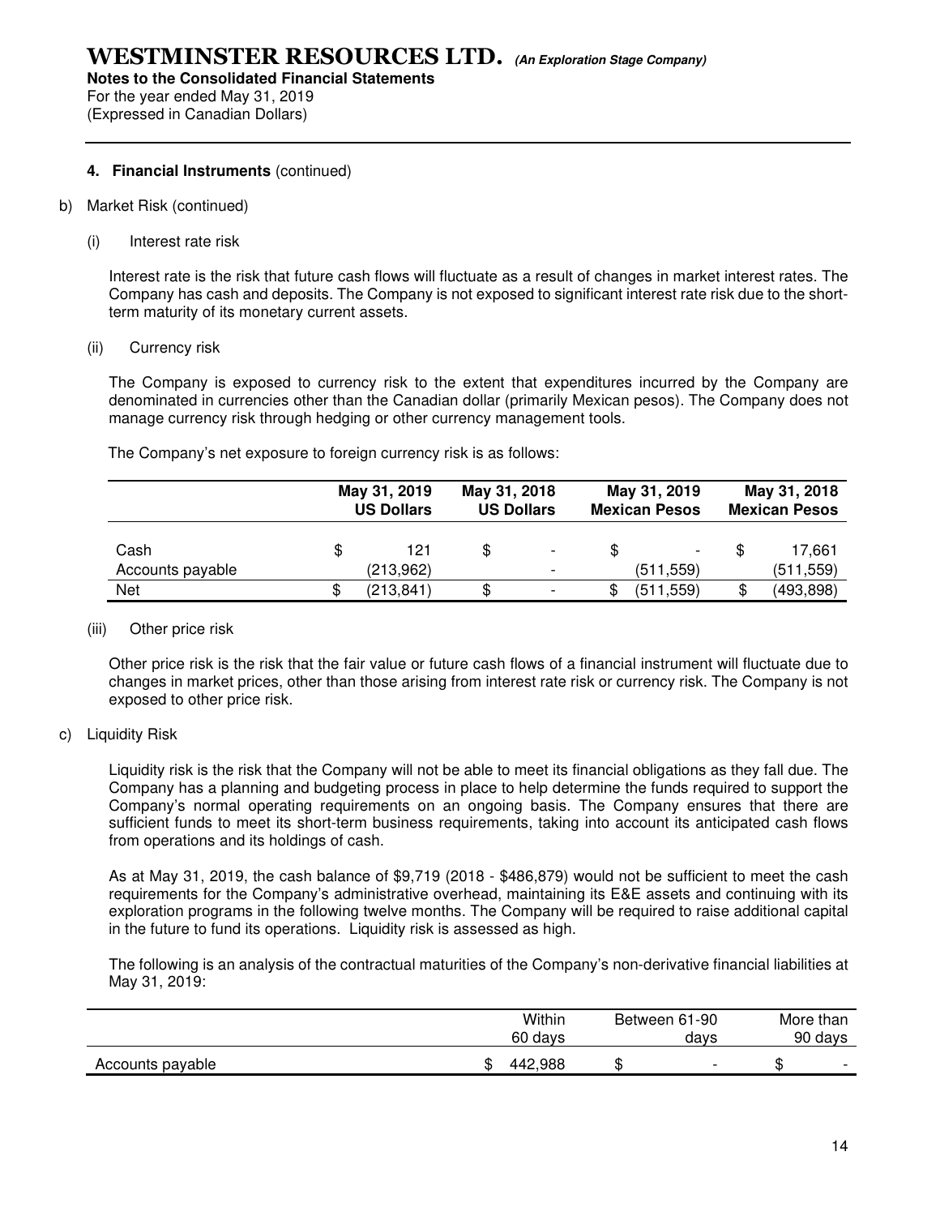**4. Financial Instruments** (continued)

b) Market Risk (continued)

(i) Interest rate risk

Interest rate is the risk that future cash flows will fluctuate as a result of changes in market interest rates. The Company has cash and deposits. The Company is not exposed to significant interest rate risk due to the short-term maturity of its monetary current assets.

(ii) Currency risk

The Company is exposed to currency risk to the extent that expenditures incurred by the Company are denominated in currencies other than the Canadian dollar (primarily Mexican pesos). The Company does not manage currency risk through hedging or other currency management tools.

The Company's net exposure to foreign currency risk is as follows:

| | May 31, 2019 US Dollars | May 31, 2018 US Dollars | May 31, 2019 Mexican Pesos | May 31, 2018 Mexican Pesos |
|---|---|---|---|---|
| Cash | $ 121 | $ - | $ - | $ 17,661 |
| Accounts payable | (213,962) | - | (511,559) | (511,559) |
| Net | $ (213,841) | $ - | $ (511,559) | $ (493,898) |

(iii) Other price risk

Other price risk is the risk that the fair value or future cash flows of a financial instrument will fluctuate due to changes in market prices, other than those arising from interest rate risk or currency risk. The Company is not exposed to other price risk.

c) Liquidity Risk

Liquidity risk is the risk that the Company will not be able to meet its financial obligations as they fall due. The Company has a planning and budgeting process in place to help determine the funds required to support the Company's normal operating requirements on an ongoing basis. The Company ensures that there are sufficient funds to meet its short-term business requirements, taking into account its anticipated cash flows from operations and its holdings of cash.

As at May 31, 2019, the cash balance of $9,719 (2018 - $486,879) would not be sufficient to meet the cash requirements for the Company's administrative overhead, maintaining its E&E assets and continuing with its exploration programs in the following twelve months. The Company will be required to raise additional capital in the future to fund its operations. Liquidity risk is assessed as high.

The following is an analysis of the contractual maturities of the Company's non-derivative financial liabilities at May 31, 2019:

| | Within 60 days | Between 61-90 days | More than 90 days |
|---|---|---|---|
| Accounts payable | $ 442,988 | $ - | $ - |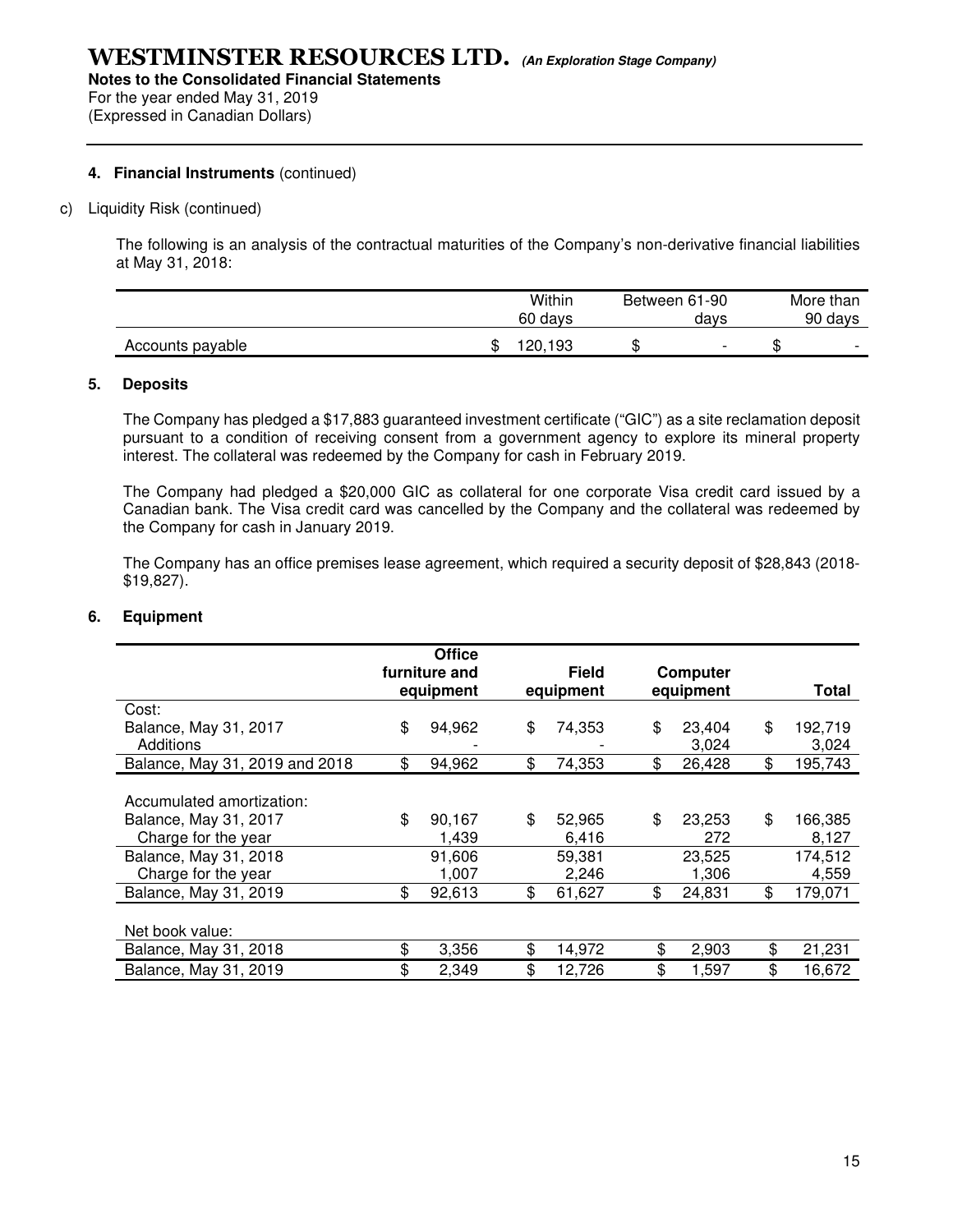**4. Financial Instruments** (continued)

c) Liquidity Risk (continued)

The following is an analysis of the contractual maturities of the Company's non-derivative financial liabilities at May 31, 2018:

| | Within 60 days | Between 61-90 days | More than 90 days |
|---|---|---|---|
| Accounts payable | $ 120,193 | $ - | $ - |

## 5. Deposits

The Company has pledged a $17,883 guaranteed investment certificate ("GIC") as a site reclamation deposit pursuant to a condition of receiving consent from a government agency to explore its mineral property interest. The collateral was redeemed by the Company for cash in February 2019.

The Company had pledged a $20,000 GIC as collateral for one corporate Visa credit card issued by a Canadian bank. The Visa credit card was cancelled by the Company and the collateral was redeemed by the Company for cash in January 2019.

The Company has an office premises lease agreement, which required a security deposit of $28,843 (2018- $19,827).

## 6. Equipment

| | Office furniture and equipment | Field equipment | Computer equipment | Total |
|---|---|---|---|---|
| Cost: | | | | |
| Balance, May 31, 2017 | $ 94,962 | $ 74,353 | $ 23,404 | $ 192,719 |
| Additions | - | - | 3,024 | 3,024 |
| Balance, May 31, 2019 and 2018 | $ 94,962 | $ 74,353 | $ 26,428 | $ 195,743 |
| | | | | |
| Accumulated amortization: | | | | |
| Balance, May 31, 2017 | $ 90,167 | $ 52,965 | $ 23,253 | $ 166,385 |
| Charge for the year | 1,439 | 6,416 | 272 | 8,127 |
| Balance, May 31, 2018 | 91,606 | 59,381 | 23,525 | 174,512 |
| Charge for the year | 1,007 | 2,246 | 1,306 | 4,559 |
| Balance, May 31, 2019 | $ 92,613 | $ 61,627 | $ 24,831 | $ 179,071 |
| | | | | |
| Net book value: | | | | |
| Balance, May 31, 2018 | $ 3,356 | $ 14,972 | $ 2,903 | $ 21,231 |
| Balance, May 31, 2019 | $ 2,349 | $ 12,726 | $ 1,597 | $ 16,672 |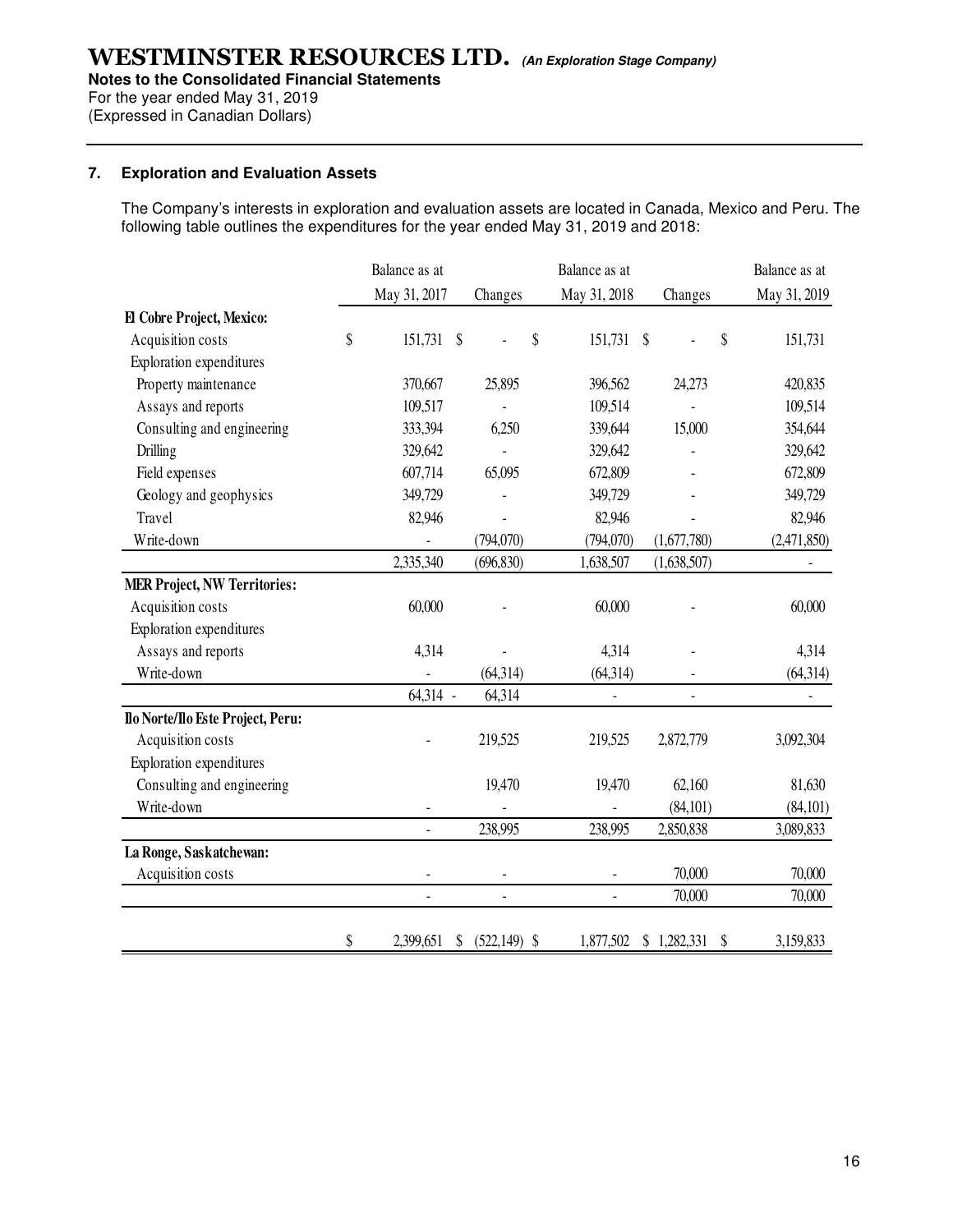## 7. Exploration and Evaluation Assets

The Company's interests in exploration and evaluation assets are located in Canada, Mexico and Peru. The following table outlines the expenditures for the year ended May 31, 2019 and 2018:

| | Balance as at May 31, 2017 | Changes | Balance as at May 31, 2018 | Changes | Balance as at May 31, 2019 |
|---|---|---|---|---|---|
| **El Cobre Project, Mexico:** | | | | | |
| Acquisition costs | $ 151,731 | $ - | $ 151,731 | $ - | $ 151,731 |
| Exploration expenditures | | | | | |
| Property maintenance | 370,667 | 25,895 | 396,562 | 24,273 | 420,835 |
| Assays and reports | 109,517 | - | 109,514 | - | 109,514 |
| Consulting and engineering | 333,394 | 6,250 | 339,644 | 15,000 | 354,644 |
| Drilling | 329,642 | - | 329,642 | - | 329,642 |
| Field expenses | 607,714 | 65,095 | 672,809 | - | 672,809 |
| Geology and geophysics | 349,729 | - | 349,729 | - | 349,729 |
| Travel | 82,946 | - | 82,946 | - | 82,946 |
| Write-down | - | (794,070) | (794,070) | (1,677,780) | (2,471,850) |
| | 2,335,340 | (696,830) | 1,638,507 | (1,638,507) | - |
| **MER Project, NW Territories:** | | | | | |
| Acquisition costs | 60,000 | - | 60,000 | - | 60,000 |
| Exploration expenditures | | | | | |
| Assays and reports | 4,314 | - | 4,314 | - | 4,314 |
| Write-down | - | (64,314) | (64,314) | - | (64,314) |
| | 64,314 - | 64,314 | - | - | - |
| **Ilo Norte/Ilo Este Project, Peru:** | | | | | |
| Acquisition costs | - | 219,525 | 219,525 | 2,872,779 | 3,092,304 |
| Exploration expenditures | | | | | |
| Consulting and engineering | | 19,470 | 19,470 | 62,160 | 81,630 |
| Write-down | - | - | - | (84,101) | (84,101) |
| | - | 238,995 | 238,995 | 2,850,838 | 3,089,833 |
| **La Ronge, Saskatchewan:** | | | | | |
| Acquisition costs | - | - | - | 70,000 | 70,000 |
| | - | - | - | 70,000 | 70,000 |
| | $ 2,399,651 | $ (522,149) | $ 1,877,502 | $ 1,282,331 | $ 3,159,833 |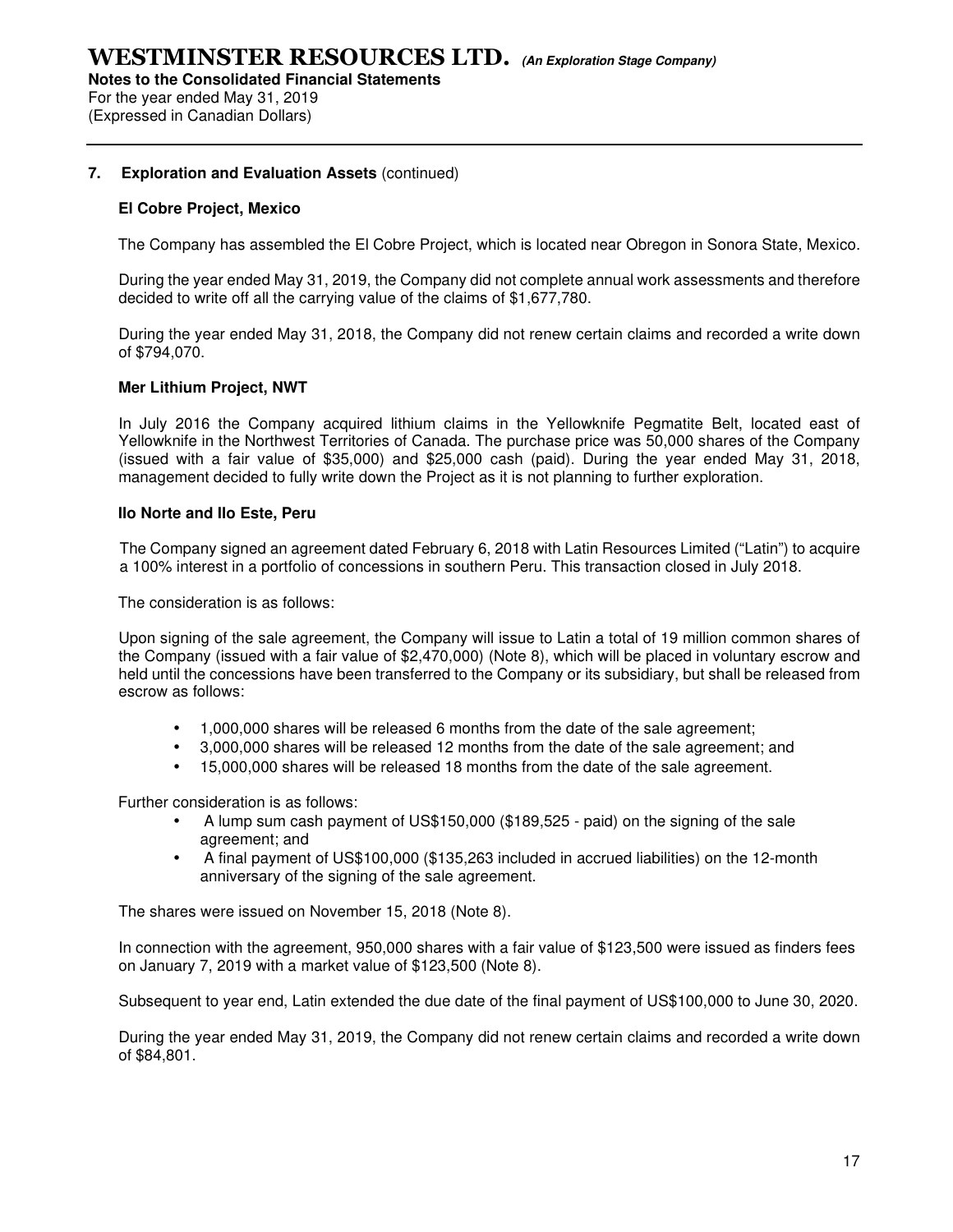## 7. Exploration and Evaluation Assets (continued)

### El Cobre Project, Mexico

The Company has assembled the El Cobre Project, which is located near Obregon in Sonora State, Mexico.

During the year ended May 31, 2019, the Company did not complete annual work assessments and therefore decided to write off all the carrying value of the claims of $1,677,780.

During the year ended May 31, 2018, the Company did not renew certain claims and recorded a write down of $794,070.

### Mer Lithium Project, NWT

In July 2016 the Company acquired lithium claims in the Yellowknife Pegmatite Belt, located east of Yellowknife in the Northwest Territories of Canada. The purchase price was 50,000 shares of the Company (issued with a fair value of $35,000) and $25,000 cash (paid). During the year ended May 31, 2018, management decided to fully write down the Project as it is not planning to further exploration.

### Ilo Norte and Ilo Este, Peru

The Company signed an agreement dated February 6, 2018 with Latin Resources Limited ("Latin") to acquire a 100% interest in a portfolio of concessions in southern Peru. This transaction closed in July 2018.

The consideration is as follows:

Upon signing of the sale agreement, the Company will issue to Latin a total of 19 million common shares of the Company (issued with a fair value of $2,470,000) (Note 8), which will be placed in voluntary escrow and held until the concessions have been transferred to the Company or its subsidiary, but shall be released from escrow as follows:

- 1,000,000 shares will be released 6 months from the date of the sale agreement;
- 3,000,000 shares will be released 12 months from the date of the sale agreement; and
- 15,000,000 shares will be released 18 months from the date of the sale agreement.

Further consideration is as follows:

- A lump sum cash payment of US$150,000 ($189,525 - paid) on the signing of the sale agreement; and
- A final payment of US$100,000 ($135,263 included in accrued liabilities) on the 12-month anniversary of the signing of the sale agreement.

The shares were issued on November 15, 2018 (Note 8).

In connection with the agreement, 950,000 shares with a fair value of $123,500 were issued as finders fees on January 7, 2019 with a market value of $123,500 (Note 8).

Subsequent to year end, Latin extended the due date of the final payment of US$100,000 to June 30, 2020.

During the year ended May 31, 2019, the Company did not renew certain claims and recorded a write down of $84,801.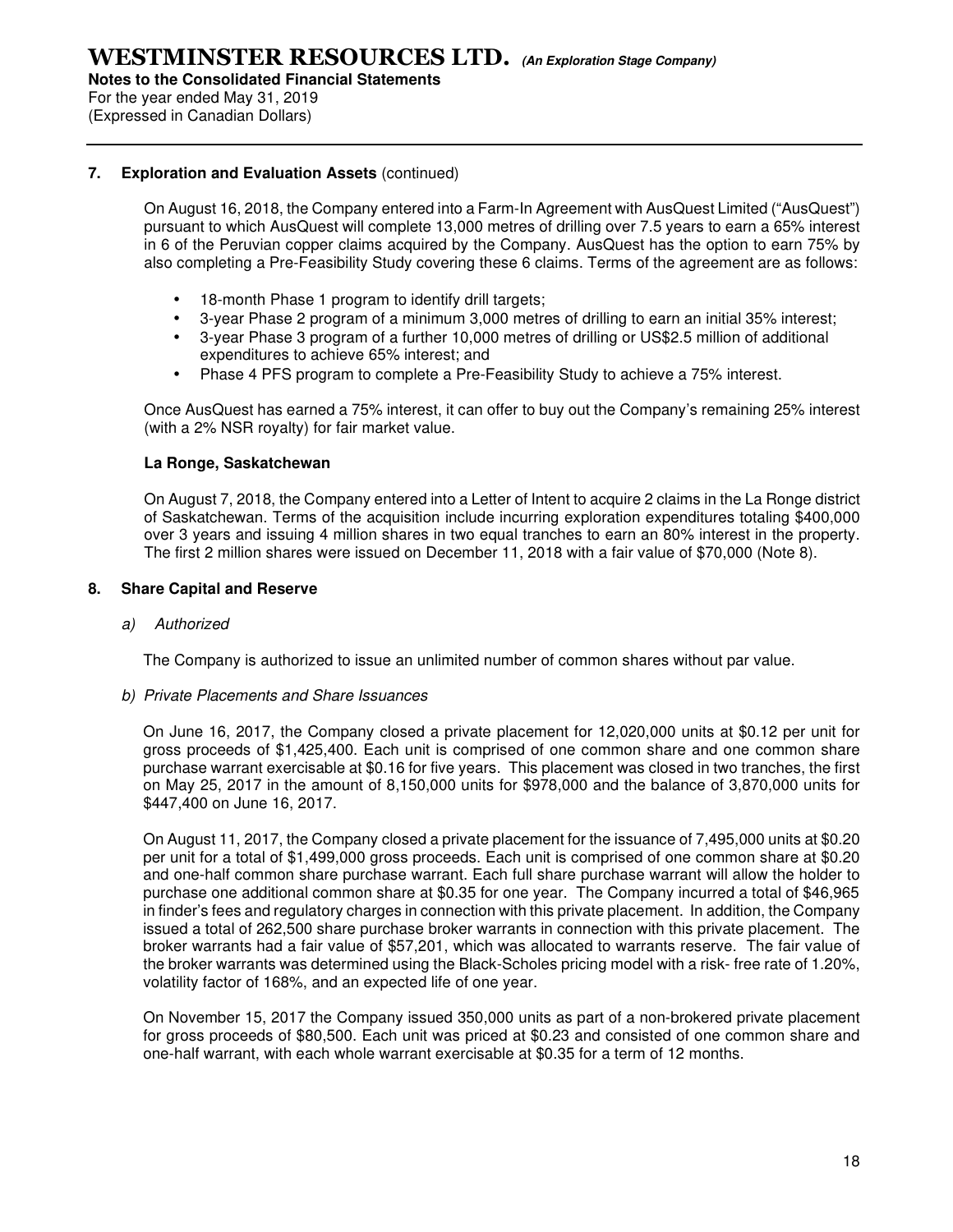## 7. Exploration and Evaluation Assets (continued)

On August 16, 2018, the Company entered into a Farm-In Agreement with AusQuest Limited ("AusQuest") pursuant to which AusQuest will complete 13,000 metres of drilling over 7.5 years to earn a 65% interest in 6 of the Peruvian copper claims acquired by the Company. AusQuest has the option to earn 75% by also completing a Pre-Feasibility Study covering these 6 claims. Terms of the agreement are as follows:

- 18-month Phase 1 program to identify drill targets;
- 3-year Phase 2 program of a minimum 3,000 metres of drilling to earn an initial 35% interest;
- 3-year Phase 3 program of a further 10,000 metres of drilling or US$2.5 million of additional expenditures to achieve 65% interest; and
- Phase 4 PFS program to complete a Pre-Feasibility Study to achieve a 75% interest.

Once AusQuest has earned a 75% interest, it can offer to buy out the Company's remaining 25% interest (with a 2% NSR royalty) for fair market value.

**La Ronge, Saskatchewan**

On August 7, 2018, the Company entered into a Letter of Intent to acquire 2 claims in the La Ronge district of Saskatchewan. Terms of the acquisition include incurring exploration expenditures totaling $400,000 over 3 years and issuing 4 million shares in two equal tranches to earn an 80% interest in the property. The first 2 million shares were issued on December 11, 2018 with a fair value of $70,000 (Note 8).

## 8. Share Capital and Reserve

*a) Authorized*

The Company is authorized to issue an unlimited number of common shares without par value.

*b) Private Placements and Share Issuances*

On June 16, 2017, the Company closed a private placement for 12,020,000 units at $0.12 per unit for gross proceeds of $1,425,400. Each unit is comprised of one common share and one common share purchase warrant exercisable at $0.16 for five years. This placement was closed in two tranches, the first on May 25, 2017 in the amount of 8,150,000 units for $978,000 and the balance of 3,870,000 units for $447,400 on June 16, 2017.

On August 11, 2017, the Company closed a private placement for the issuance of 7,495,000 units at $0.20 per unit for a total of $1,499,000 gross proceeds. Each unit is comprised of one common share at $0.20 and one-half common share purchase warrant. Each full share purchase warrant will allow the holder to purchase one additional common share at $0.35 for one year. The Company incurred a total of $46,965 in finder's fees and regulatory charges in connection with this private placement. In addition, the Company issued a total of 262,500 share purchase broker warrants in connection with this private placement. The broker warrants had a fair value of $57,201, which was allocated to warrants reserve. The fair value of the broker warrants was determined using the Black-Scholes pricing model with a risk- free rate of 1.20%, volatility factor of 168%, and an expected life of one year.

On November 15, 2017 the Company issued 350,000 units as part of a non-brokered private placement for gross proceeds of $80,500. Each unit was priced at $0.23 and consisted of one common share and one-half warrant, with each whole warrant exercisable at $0.35 for a term of 12 months.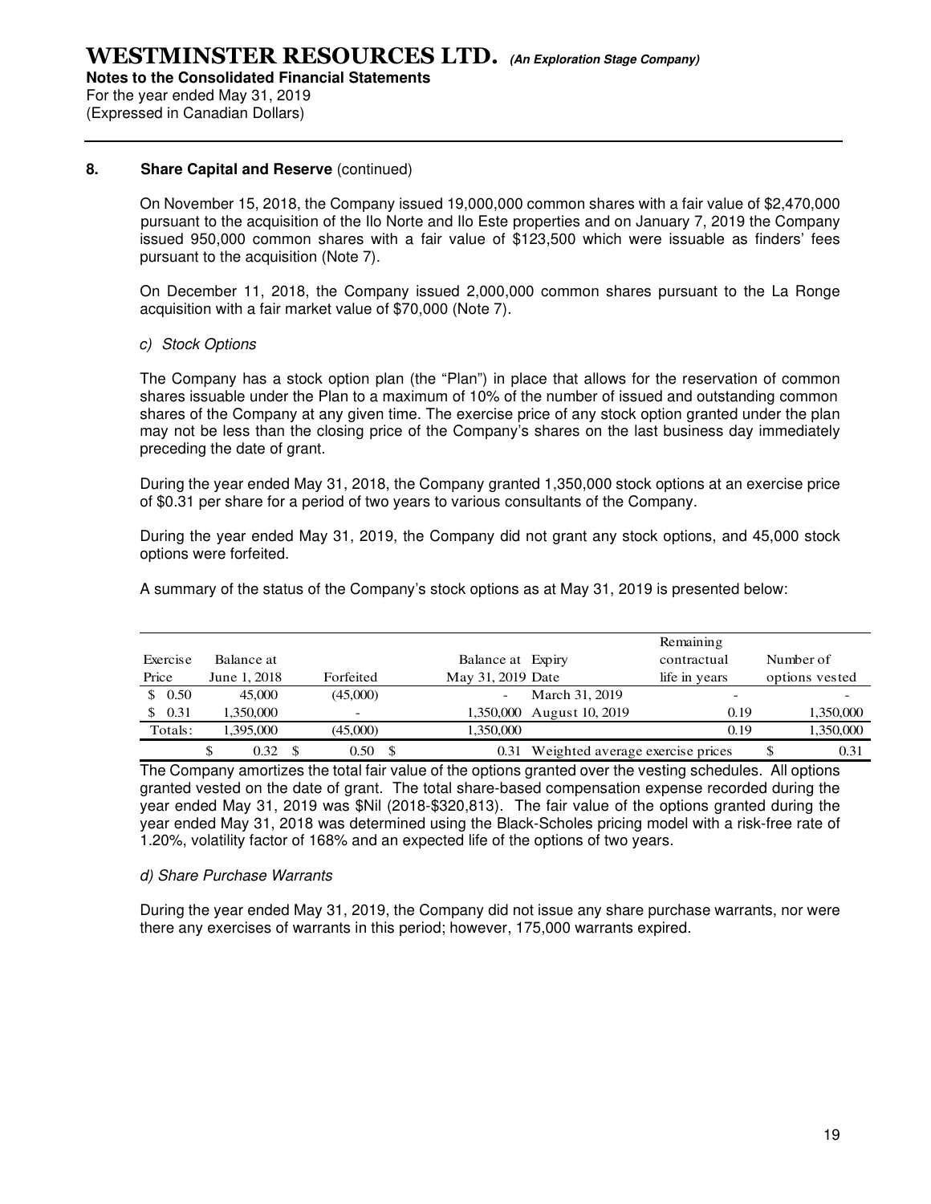**8. Share Capital and Reserve** (continued)

On November 15, 2018, the Company issued 19,000,000 common shares with a fair value of $2,470,000 pursuant to the acquisition of the Ilo Norte and Ilo Este properties and on January 7, 2019 the Company issued 950,000 common shares with a fair value of $123,500 which were issuable as finders' fees pursuant to the acquisition (Note 7).

On December 11, 2018, the Company issued 2,000,000 common shares pursuant to the La Ronge acquisition with a fair market value of $70,000 (Note 7).

*c) Stock Options*

The Company has a stock option plan (the "Plan") in place that allows for the reservation of common shares issuable under the Plan to a maximum of 10% of the number of issued and outstanding common shares of the Company at any given time. The exercise price of any stock option granted under the plan may not be less than the closing price of the Company's shares on the last business day immediately preceding the date of grant.

During the year ended May 31, 2018, the Company granted 1,350,000 stock options at an exercise price of $0.31 per share for a period of two years to various consultants of the Company.

During the year ended May 31, 2019, the Company did not grant any stock options, and 45,000 stock options were forfeited.

A summary of the status of the Company's stock options as at May 31, 2019 is presented below:

| Exercise Price | Balance at June 1, 2018 | Forfeited | Balance at May 31, 2019 | Expiry Date | Remaining contractual life in years | Number of options vested |
|---|---|---|---|---|---|---|
| $ 0.50 | 45,000 | (45,000) | - | March 31, 2019 | - | - |
| $ 0.31 | 1,350,000 | - | 1,350,000 | August 10, 2019 | 0.19 | 1,350,000 |
| Totals: | 1,395,000 | (45,000) | 1,350,000 | | 0.19 | 1,350,000 |
| | $ 0.32 | $ 0.50 | $ 0.31 | Weighted average exercise prices | | $ 0.31 |

The Company amortizes the total fair value of the options granted over the vesting schedules. All options granted vested on the date of grant. The total share-based compensation expense recorded during the year ended May 31, 2019 was $Nil (2018-$320,813). The fair value of the options granted during the year ended May 31, 2018 was determined using the Black-Scholes pricing model with a risk-free rate of 1.20%, volatility factor of 168% and an expected life of the options of two years.

*d) Share Purchase Warrants*

During the year ended May 31, 2019, the Company did not issue any share purchase warrants, nor were there any exercises of warrants in this period; however, 175,000 warrants expired.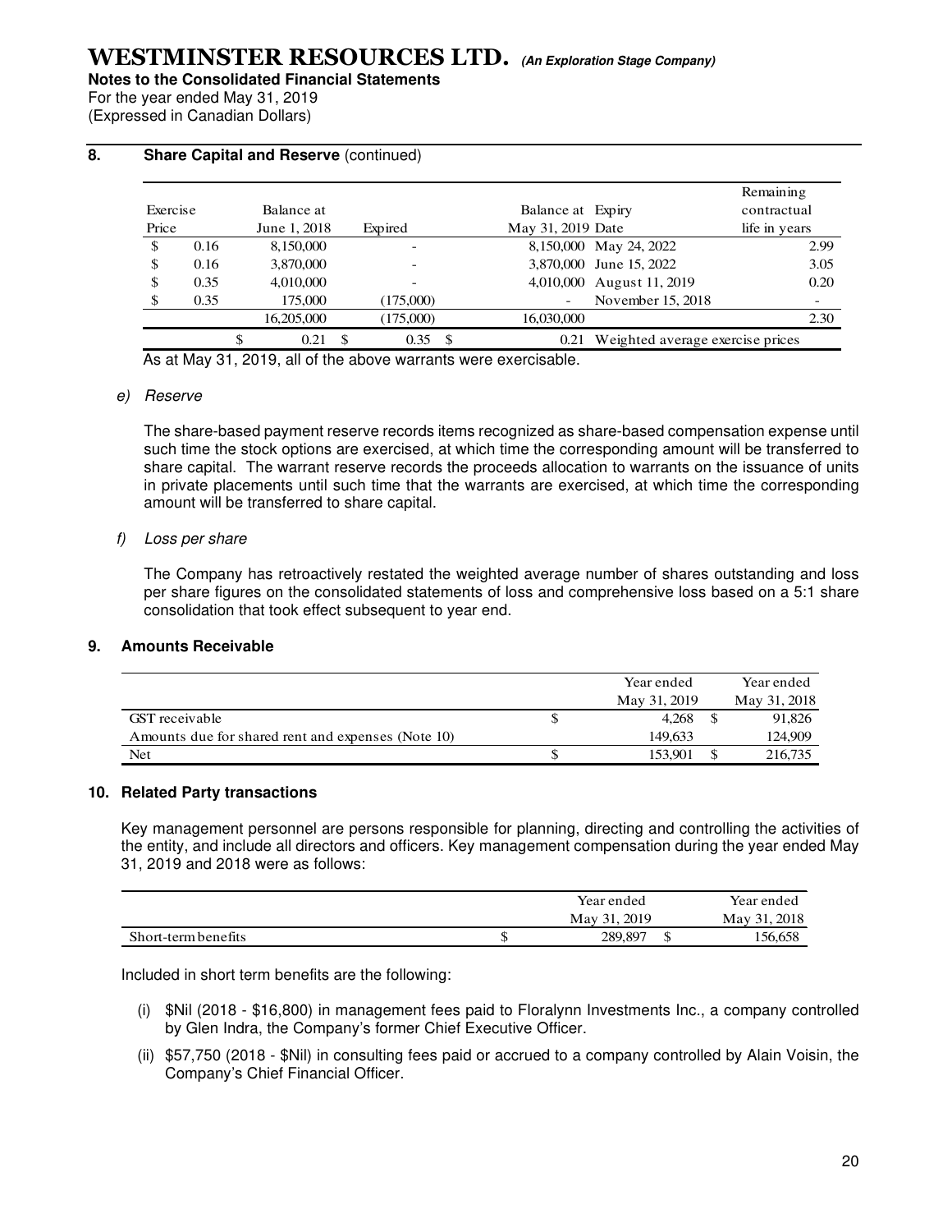## 8. Share Capital and Reserve (continued)

| Exercise Price | Balance at June 1, 2018 | Expired | Balance at May 31, 2019 | Expiry Date | Remaining contractual life in years |
|---|---|---|---|---|---|
| $ 0.16 | 8,150,000 | - | 8,150,000 | May 24, 2022 | 2.99 |
| $ 0.16 | 3,870,000 | - | 3,870,000 | June 15, 2022 | 3.05 |
| $ 0.35 | 4,010,000 | - | 4,010,000 | August 11, 2019 | 0.20 |
| $ 0.35 | 175,000 | (175,000) | - | November 15, 2018 | - |
| | 16,205,000 | (175,000) | 16,030,000 | | 2.30 |
| | $ 0.21 | $ 0.35 | $ 0.21 | Weighted average exercise prices | |

As at May 31, 2019, all of the above warrants were exercisable.

*e) Reserve*

The share-based payment reserve records items recognized as share-based compensation expense until such time the stock options are exercised, at which time the corresponding amount will be transferred to share capital. The warrant reserve records the proceeds allocation to warrants on the issuance of units in private placements until such time that the warrants are exercised, at which time the corresponding amount will be transferred to share capital.

*f) Loss per share*

The Company has retroactively restated the weighted average number of shares outstanding and loss per share figures on the consolidated statements of loss and comprehensive loss based on a 5:1 share consolidation that took effect subsequent to year end.

## 9. Amounts Receivable

| | Year ended May 31, 2019 | Year ended May 31, 2018 |
|---|---|---|
| GST receivable | $ 4,268 | $ 91,826 |
| Amounts due for shared rent and expenses (Note 10) | 149,633 | 124,909 |
| Net | $ 153,901 | $ 216,735 |

## 10. Related Party transactions

Key management personnel are persons responsible for planning, directing and controlling the activities of the entity, and include all directors and officers. Key management compensation during the year ended May 31, 2019 and 2018 were as follows:

| | Year ended May 31, 2019 | Year ended May 31, 2018 |
|---|---|---|
| Short-term benefits | $ 289,897 | $ 156,658 |

Included in short term benefits are the following:

(i) $Nil (2018 - $16,800) in management fees paid to Floralynn Investments Inc., a company controlled by Glen Indra, the Company's former Chief Executive Officer.

(ii) $57,750 (2018 - $Nil) in consulting fees paid or accrued to a company controlled by Alain Voisin, the Company's Chief Financial Officer.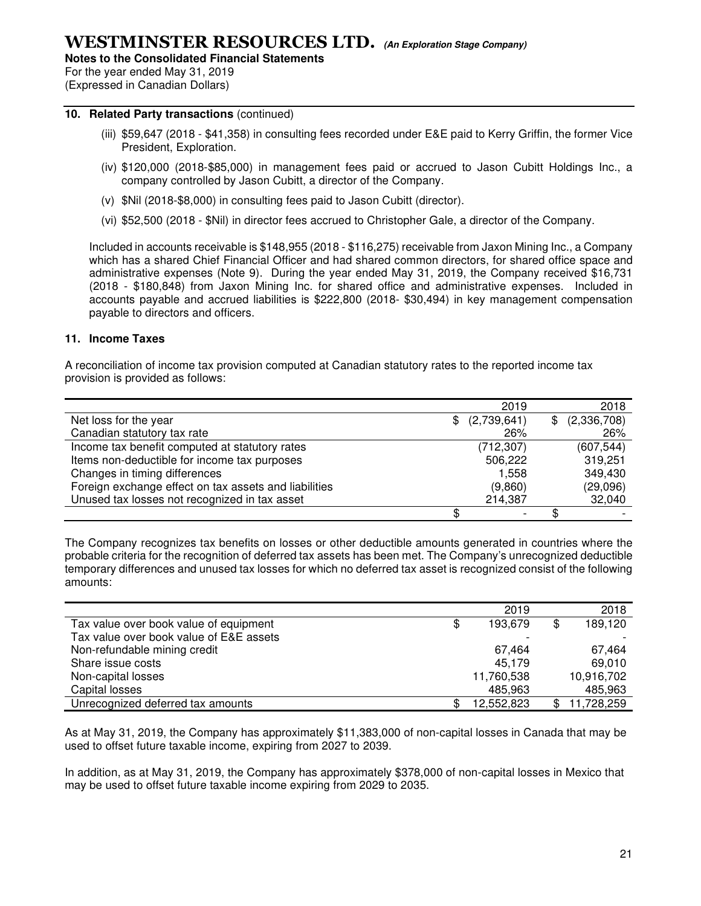## 10. Related Party transactions (continued)

(iii) $59,647 (2018 - $41,358) in consulting fees recorded under E&E paid to Kerry Griffin, the former Vice President, Exploration.

(iv) $120,000 (2018-$85,000) in management fees paid or accrued to Jason Cubitt Holdings Inc., a company controlled by Jason Cubitt, a director of the Company.

(v) $Nil (2018-$8,000) in consulting fees paid to Jason Cubitt (director).

(vi) $52,500 (2018 - $Nil) in director fees accrued to Christopher Gale, a director of the Company.

Included in accounts receivable is $148,955 (2018 - $116,275) receivable from Jaxon Mining Inc., a Company which has a shared Chief Financial Officer and had shared common directors, for shared office space and administrative expenses (Note 9). During the year ended May 31, 2019, the Company received $16,731 (2018 - $180,848) from Jaxon Mining Inc. for shared office and administrative expenses. Included in accounts payable and accrued liabilities is $222,800 (2018- $30,494) in key management compensation payable to directors and officers.

## 11. Income Taxes

A reconciliation of income tax provision computed at Canadian statutory rates to the reported income tax provision is provided as follows:

| | 2019 | 2018 |
|---|---|---|
| Net loss for the year | $ (2,739,641) | $ (2,336,708) |
| Canadian statutory tax rate | 26% | 26% |
| Income tax benefit computed at statutory rates | (712,307) | (607,544) |
| Items non-deductible for income tax purposes | 506,222 | 319,251 |
| Changes in timing differences | 1,558 | 349,430 |
| Foreign exchange effect on tax assets and liabilities | (9,860) | (29,096) |
| Unused tax losses not recognized in tax asset | 214,387 | 32,040 |
| | $ - | $ - |

The Company recognizes tax benefits on losses or other deductible amounts generated in countries where the probable criteria for the recognition of deferred tax assets has been met. The Company's unrecognized deductible temporary differences and unused tax losses for which no deferred tax asset is recognized consist of the following amounts:

| | 2019 | 2018 |
|---|---|---|
| Tax value over book value of equipment | $ 193,679 | $ 189,120 |
| Tax value over book value of E&E assets | - | - |
| Non-refundable mining credit | 67,464 | 67,464 |
| Share issue costs | 45,179 | 69,010 |
| Non-capital losses | 11,760,538 | 10,916,702 |
| Capital losses | 485,963 | 485,963 |
| Unrecognized deferred tax amounts | $ 12,552,823 | $ 11,728,259 |

As at May 31, 2019, the Company has approximately $11,383,000 of non-capital losses in Canada that may be used to offset future taxable income, expiring from 2027 to 2039.

In addition, as at May 31, 2019, the Company has approximately $378,000 of non-capital losses in Mexico that may be used to offset future taxable income expiring from 2029 to 2035.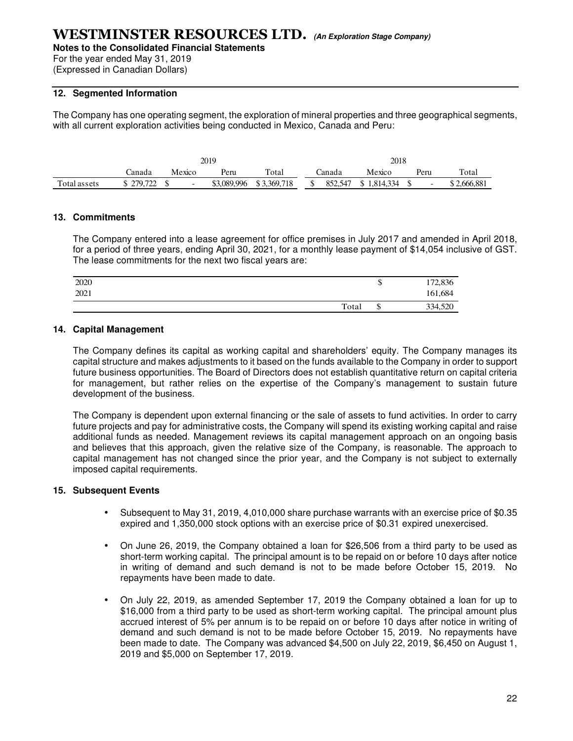# WESTMINSTER RESOURCES LTD. *(An Exploration Stage Company)*

**Notes to the Consolidated Financial Statements**

For the year ended May 31, 2019

(Expressed in Canadian Dollars)

## 12. Segmented Information

The Company has one operating segment, the exploration of mineral properties and three geographical segments, with all current exploration activities being conducted in Mexico, Canada and Peru:

| | 2019 | | | | 2018 | | | |
|---|---|---|---|---|---|---|---|---|
| | Canada | Mexico | Peru | Total | Canada | Mexico | Peru | Total |
| Total assets | $ 279,722 | $ - | $3,089,996 | $ 3,369,718 | $ 852,547 | $ 1,814,334 | $ - | $ 2,666,881 |

## 13. Commitments

The Company entered into a lease agreement for office premises in July 2017 and amended in April 2018, for a period of three years, ending April 30, 2021, for a monthly lease payment of $14,054 inclusive of GST. The lease commitments for the next two fiscal years are:

| | | |
|---|---|---|
| 2020 | $ | 172,836 |
| 2021 | | 161,684 |
| Total | $ | 334,520 |

## 14. Capital Management

The Company defines its capital as working capital and shareholders' equity. The Company manages its capital structure and makes adjustments to it based on the funds available to the Company in order to support future business opportunities. The Board of Directors does not establish quantitative return on capital criteria for management, but rather relies on the expertise of the Company's management to sustain future development of the business.

The Company is dependent upon external financing or the sale of assets to fund activities. In order to carry future projects and pay for administrative costs, the Company will spend its existing working capital and raise additional funds as needed. Management reviews its capital management approach on an ongoing basis and believes that this approach, given the relative size of the Company, is reasonable. The approach to capital management has not changed since the prior year, and the Company is not subject to externally imposed capital requirements.

## 15. Subsequent Events

- Subsequent to May 31, 2019, 4,010,000 share purchase warrants with an exercise price of $0.35 expired and 1,350,000 stock options with an exercise price of $0.31 expired unexercised.
- On June 26, 2019, the Company obtained a loan for $26,506 from a third party to be used as short-term working capital. The principal amount is to be repaid on or before 10 days after notice in writing of demand and such demand is not to be made before October 15, 2019. No repayments have been made to date.
- On July 22, 2019, as amended September 17, 2019 the Company obtained a loan for up to $16,000 from a third party to be used as short-term working capital. The principal amount plus accrued interest of 5% per annum is to be repaid on or before 10 days after notice in writing of demand and such demand is not to be made before October 15, 2019. No repayments have been made to date. The Company was advanced $4,500 on July 22, 2019, $6,450 on August 1, 2019 and $5,000 on September 17, 2019.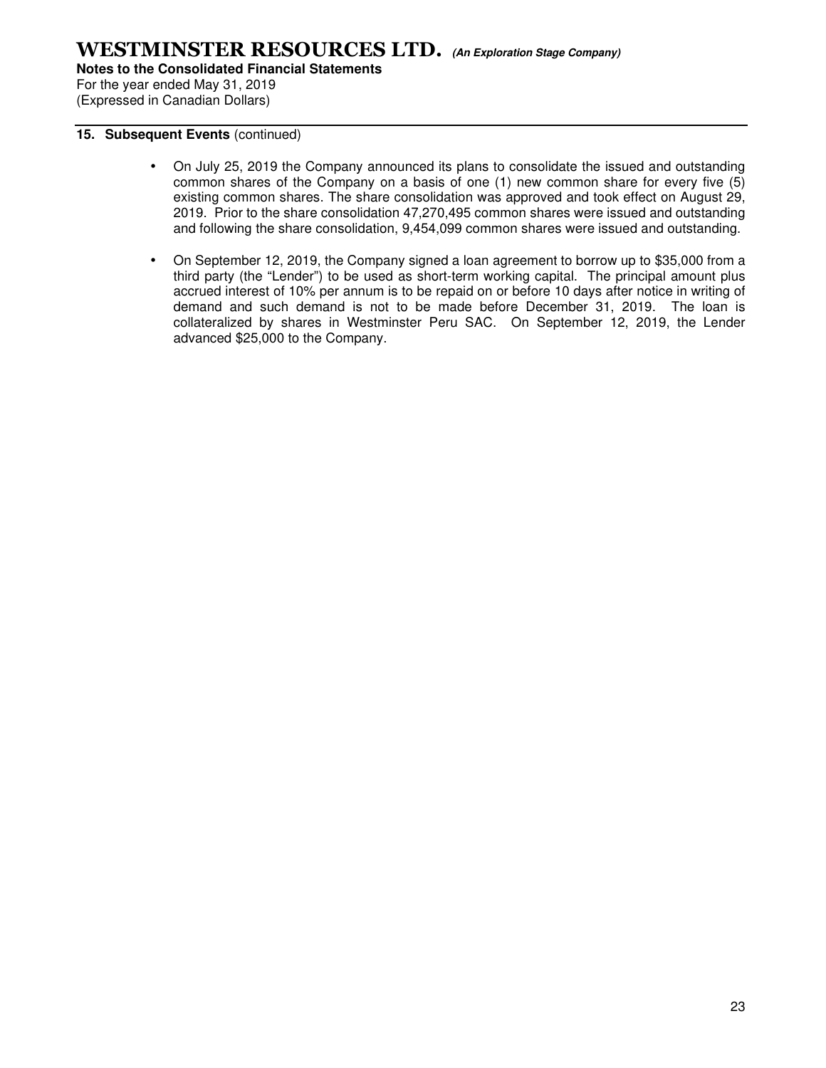## 15. Subsequent Events (continued)

- On July 25, 2019 the Company announced its plans to consolidate the issued and outstanding common shares of the Company on a basis of one (1) new common share for every five (5) existing common shares. The share consolidation was approved and took effect on August 29, 2019. Prior to the share consolidation 47,270,495 common shares were issued and outstanding and following the share consolidation, 9,454,099 common shares were issued and outstanding.

- On September 12, 2019, the Company signed a loan agreement to borrow up to $35,000 from a third party (the "Lender") to be used as short-term working capital. The principal amount plus accrued interest of 10% per annum is to be repaid on or before 10 days after notice in writing of demand and such demand is not to be made before December 31, 2019. The loan is collateralized by shares in Westminster Peru SAC. On September 12, 2019, the Lender advanced $25,000 to the Company.